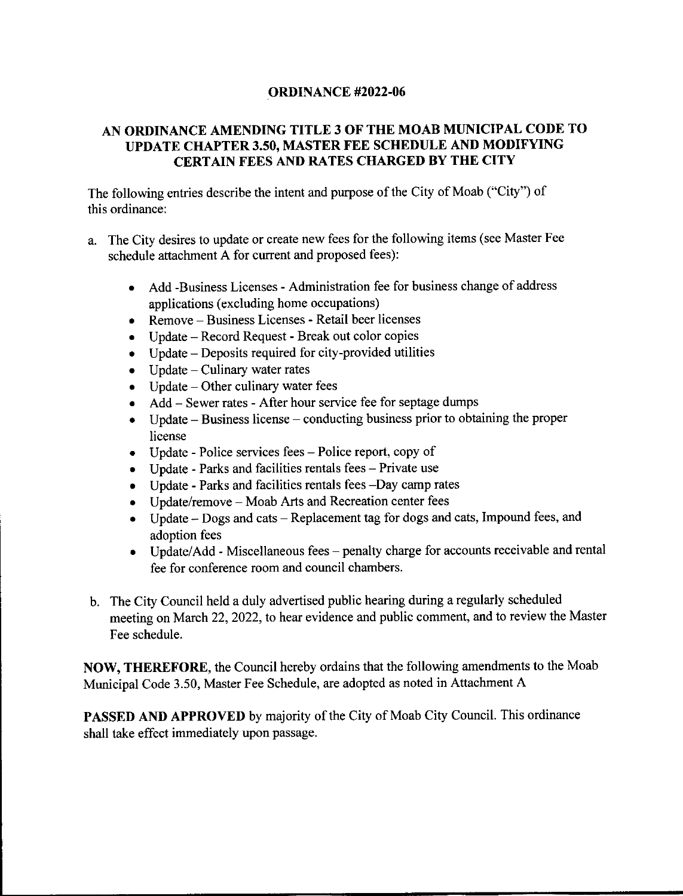# ORDINANCE #2022-06

## AN ORDINANCE AMENDING TITLE 3 OF THE MOAB MUNICIPAL CODE TO UPDATE CHAPTER 3.50, MASTER FEE SCHEDULE AND MODIFYING CERTAIN FEES AND RATES CHARGED BY THE CITY

The following entries describe the intent and purpose of the City of Moab ("City") of this ordinance:

a. The City desires to update or create new fees for the following items (see Master Fee schedule attachment A for current and proposed fees):

   - Add -Business Licenses - Administration fee for business change of address applications (excluding home occupations)
   - Remove – Business Licenses - Retail beer licenses
   - Update – Record Request - Break out color copies
   - Update – Deposits required for city-provided utilities
   - Update – Culinary water rates
   - Update – Other culinary water fees
   - Add – Sewer rates - After hour service fee for septage dumps
   - Update – Business license – conducting business prior to obtaining the proper license
   - Update - Police services fees – Police report, copy of
   - Update - Parks and facilities rentals fees – Private use
   - Update - Parks and facilities rentals fees –Day camp rates
   - Update/remove – Moab Arts and Recreation center fees
   - Update – Dogs and cats – Replacement tag for dogs and cats, Impound fees, and adoption fees
   - Update/Add - Miscellaneous fees – penalty charge for accounts receivable and rental fee for conference room and council chambers.

b. The City Council held a duly advertised public hearing during a regularly scheduled meeting on March 22, 2022, to hear evidence and public comment, and to review the Master Fee schedule.

**NOW, THEREFORE,** the Council hereby ordains that the following amendments to the Moab Municipal Code 3.50, Master Fee Schedule, are adopted as noted in Attachment A

**PASSED AND APPROVED** by majority of the City of Moab City Council. This ordinance shall take effect immediately upon passage.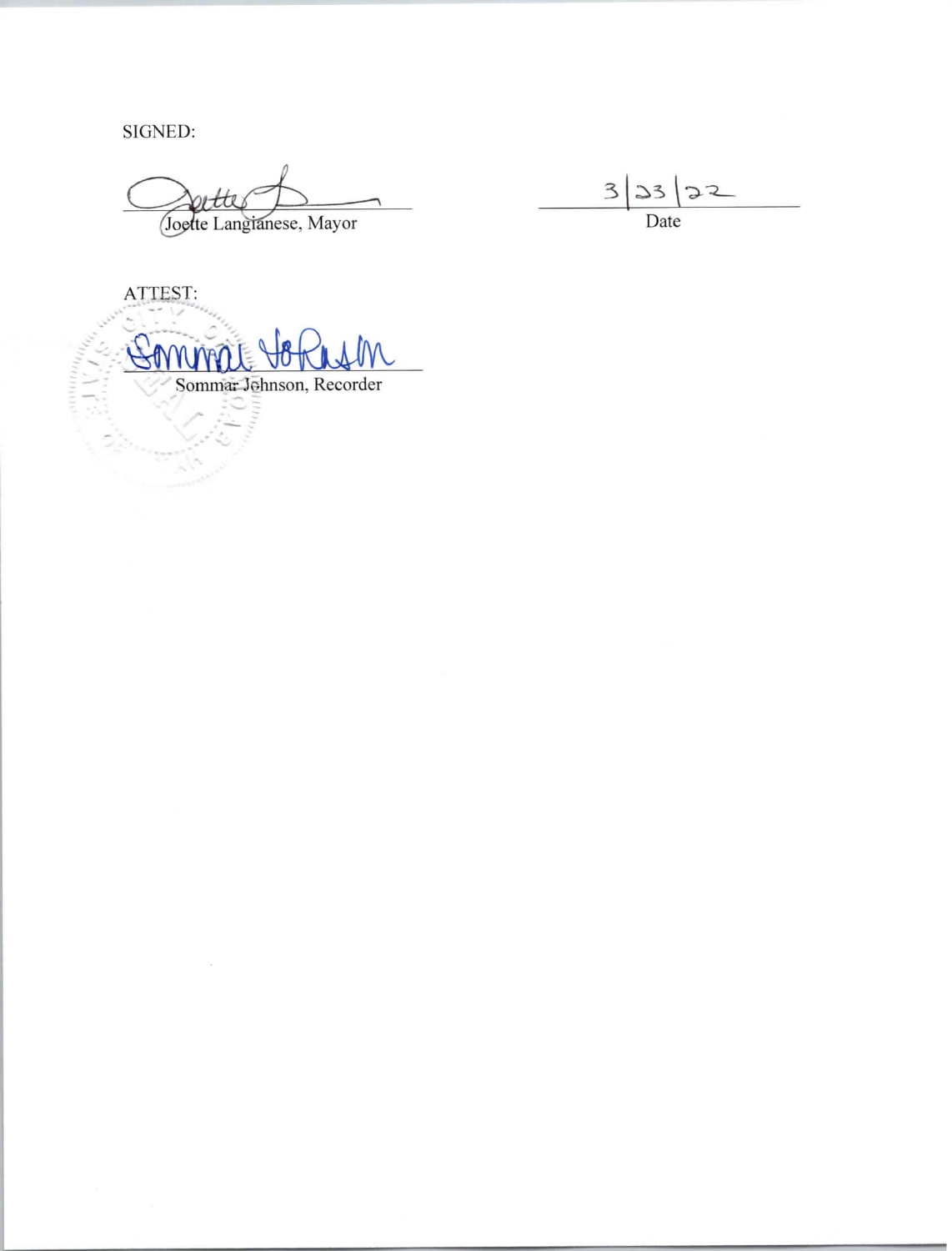SIGNED:

Joette Langianese, Mayor

3/23/22

Date

ATTEST:

Sommar Johnson, Recorder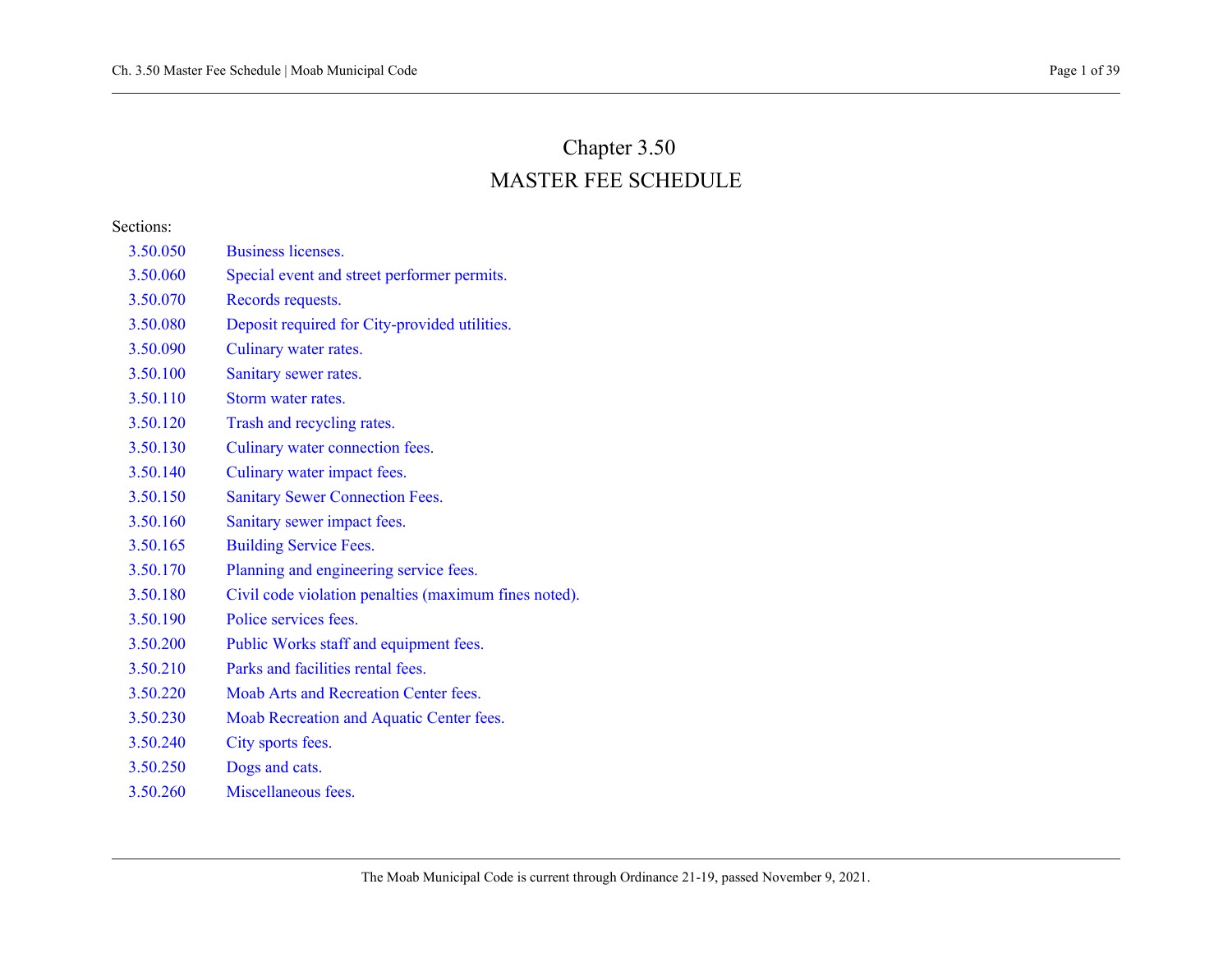# Chapter 3.50
# MASTER FEE SCHEDULE

Sections:

| | |
|---|---|
| 3.50.050 | Business licenses. |
| 3.50.060 | Special event and street performer permits. |
| 3.50.070 | Records requests. |
| 3.50.080 | Deposit required for City-provided utilities. |
| 3.50.090 | Culinary water rates. |
| 3.50.100 | Sanitary sewer rates. |
| 3.50.110 | Storm water rates. |
| 3.50.120 | Trash and recycling rates. |
| 3.50.130 | Culinary water connection fees. |
| 3.50.140 | Culinary water impact fees. |
| 3.50.150 | Sanitary Sewer Connection Fees. |
| 3.50.160 | Sanitary sewer impact fees. |
| 3.50.165 | Building Service Fees. |
| 3.50.170 | Planning and engineering service fees. |
| 3.50.180 | Civil code violation penalties (maximum fines noted). |
| 3.50.190 | Police services fees. |
| 3.50.200 | Public Works staff and equipment fees. |
| 3.50.210 | Parks and facilities rental fees. |
| 3.50.220 | Moab Arts and Recreation Center fees. |
| 3.50.230 | Moab Recreation and Aquatic Center fees. |
| 3.50.240 | City sports fees. |
| 3.50.250 | Dogs and cats. |
| 3.50.260 | Miscellaneous fees. |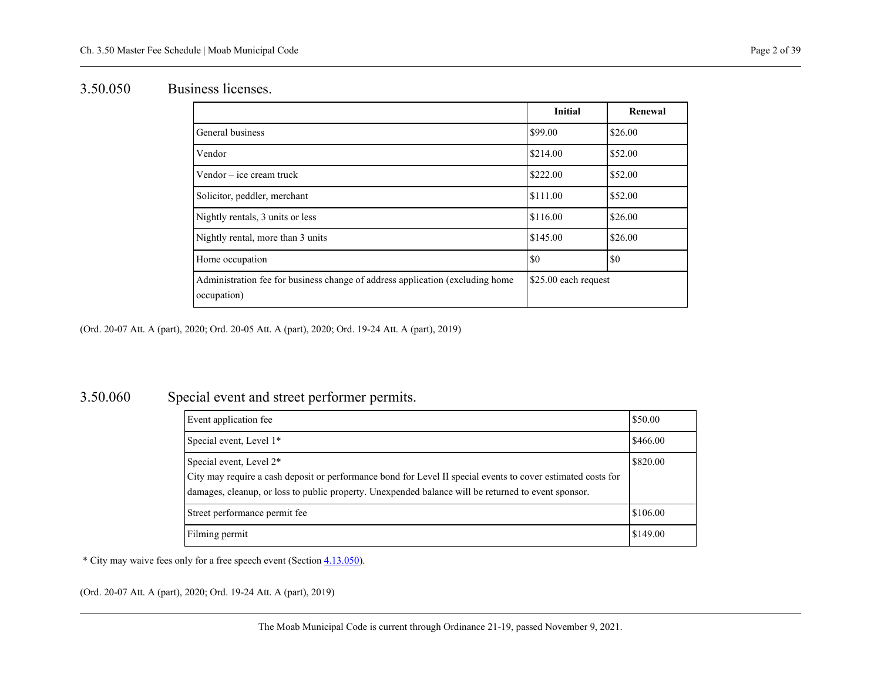## 3.50.050 Business licenses.

| | Initial | Renewal |
|---|---|---|
| General business | $99.00 | $26.00 |
| Vendor | $214.00 | $52.00 |
| Vendor – ice cream truck | $222.00 | $52.00 |
| Solicitor, peddler, merchant | $111.00 | $52.00 |
| Nightly rentals, 3 units or less | $116.00 | $26.00 |
| Nightly rental, more than 3 units | $145.00 | $26.00 |
| Home occupation | $0 | $0 |
| Administration fee for business change of address application (excluding home occupation) | $25.00 each request | |

(Ord. 20-07 Att. A (part), 2020; Ord. 20-05 Att. A (part), 2020; Ord. 19-24 Att. A (part), 2019)

## 3.50.060 Special event and street performer permits.

| | |
|---|---|
| Event application fee | $50.00 |
| Special event, Level 1* | $466.00 |
| Special event, Level 2*<br>City may require a cash deposit or performance bond for Level II special events to cover estimated costs for damages, cleanup, or loss to public property. Unexpended balance will be returned to event sponsor. | $820.00 |
| Street performance permit fee | $106.00 |
| Filming permit | $149.00 |

* City may waive fees only for a free speech event (Section 4.13.050).

(Ord. 20-07 Att. A (part), 2020; Ord. 19-24 Att. A (part), 2019)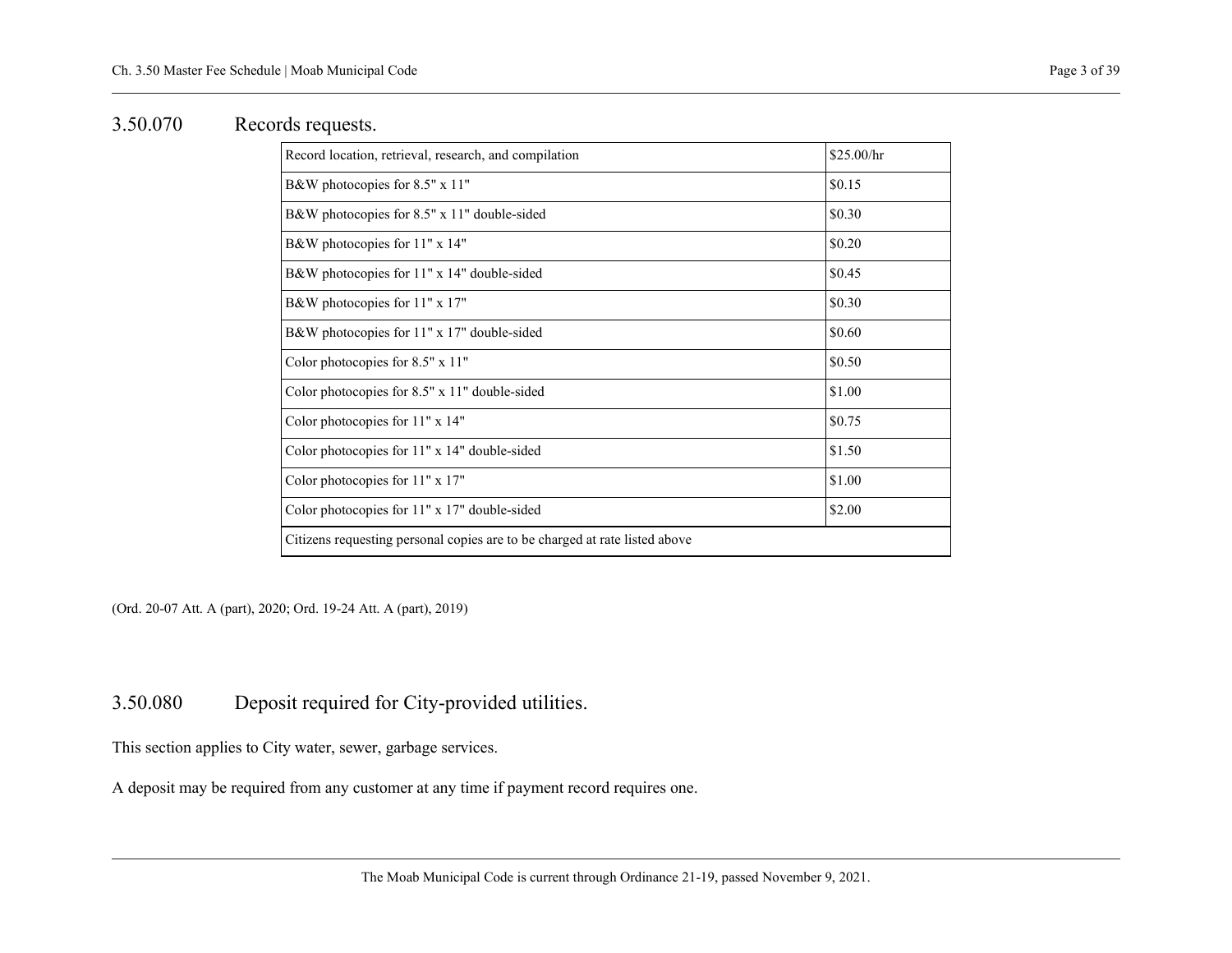## 3.50.070 Records requests.

| Record location, retrieval, research, and compilation | $25.00/hr |
|---|---|
| B&W photocopies for 8.5" x 11" | $0.15 |
| B&W photocopies for 8.5" x 11" double-sided | $0.30 |
| B&W photocopies for 11" x 14" | $0.20 |
| B&W photocopies for 11" x 14" double-sided | $0.45 |
| B&W photocopies for 11" x 17" | $0.30 |
| B&W photocopies for 11" x 17" double-sided | $0.60 |
| Color photocopies for 8.5" x 11" | $0.50 |
| Color photocopies for 8.5" x 11" double-sided | $1.00 |
| Color photocopies for 11" x 14" | $0.75 |
| Color photocopies for 11" x 14" double-sided | $1.50 |
| Color photocopies for 11" x 17" | $1.00 |
| Color photocopies for 11" x 17" double-sided | $2.00 |
| Citizens requesting personal copies are to be charged at rate listed above | |

(Ord. 20-07 Att. A (part), 2020; Ord. 19-24 Att. A (part), 2019)

## 3.50.080 Deposit required for City-provided utilities.

This section applies to City water, sewer, garbage services.

A deposit may be required from any customer at any time if payment record requires one.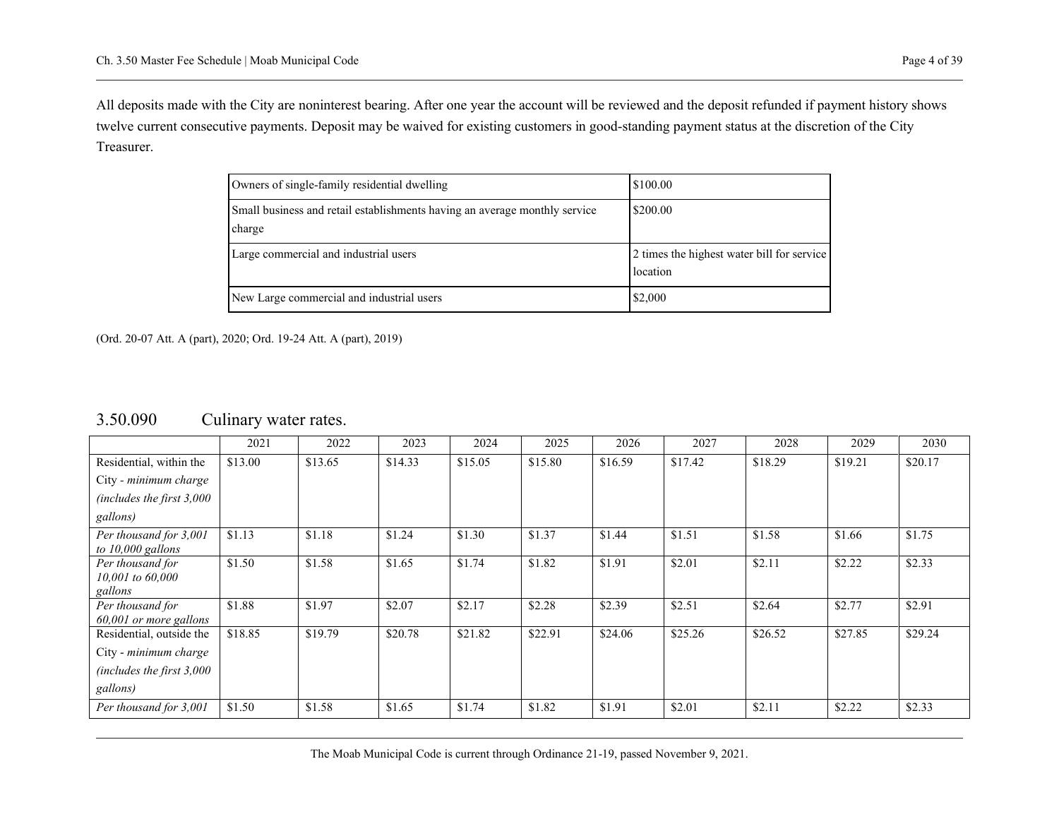All deposits made with the City are noninterest bearing. After one year the account will be reviewed and the deposit refunded if payment history shows twelve current consecutive payments. Deposit may be waived for existing customers in good-standing payment status at the discretion of the City Treasurer.

| | |
|---|---|
| Owners of single-family residential dwelling | $100.00 |
| Small business and retail establishments having an average monthly service charge | $200.00 |
| Large commercial and industrial users | 2 times the highest water bill for service location |
| New Large commercial and industrial users | $2,000 |

(Ord. 20-07 Att. A (part), 2020; Ord. 19-24 Att. A (part), 2019)

## 3.50.090 Culinary water rates.

| | 2021 | 2022 | 2023 | 2024 | 2025 | 2026 | 2027 | 2028 | 2029 | 2030 |
|---|---|---|---|---|---|---|---|---|---|---|
| Residential, within the City - *minimum charge (includes the first 3,000 gallons)* | $13.00 | $13.65 | $14.33 | $15.05 | $15.80 | $16.59 | $17.42 | $18.29 | $19.21 | $20.17 |
| *Per thousand for 3,001 to 10,000 gallons* | $1.13 | $1.18 | $1.24 | $1.30 | $1.37 | $1.44 | $1.51 | $1.58 | $1.66 | $1.75 |
| *Per thousand for 10,001 to 60,000 gallons* | $1.50 | $1.58 | $1.65 | $1.74 | $1.82 | $1.91 | $2.01 | $2.11 | $2.22 | $2.33 |
| *Per thousand for 60,001 or more gallons* | $1.88 | $1.97 | $2.07 | $2.17 | $2.28 | $2.39 | $2.51 | $2.64 | $2.77 | $2.91 |
| Residential, outside the City - *minimum charge (includes the first 3,000 gallons)* | $18.85 | $19.79 | $20.78 | $21.82 | $22.91 | $24.06 | $25.26 | $26.52 | $27.85 | $29.24 |
| *Per thousand for 3,001* | $1.50 | $1.58 | $1.65 | $1.74 | $1.82 | $1.91 | $2.01 | $2.11 | $2.22 | $2.33 |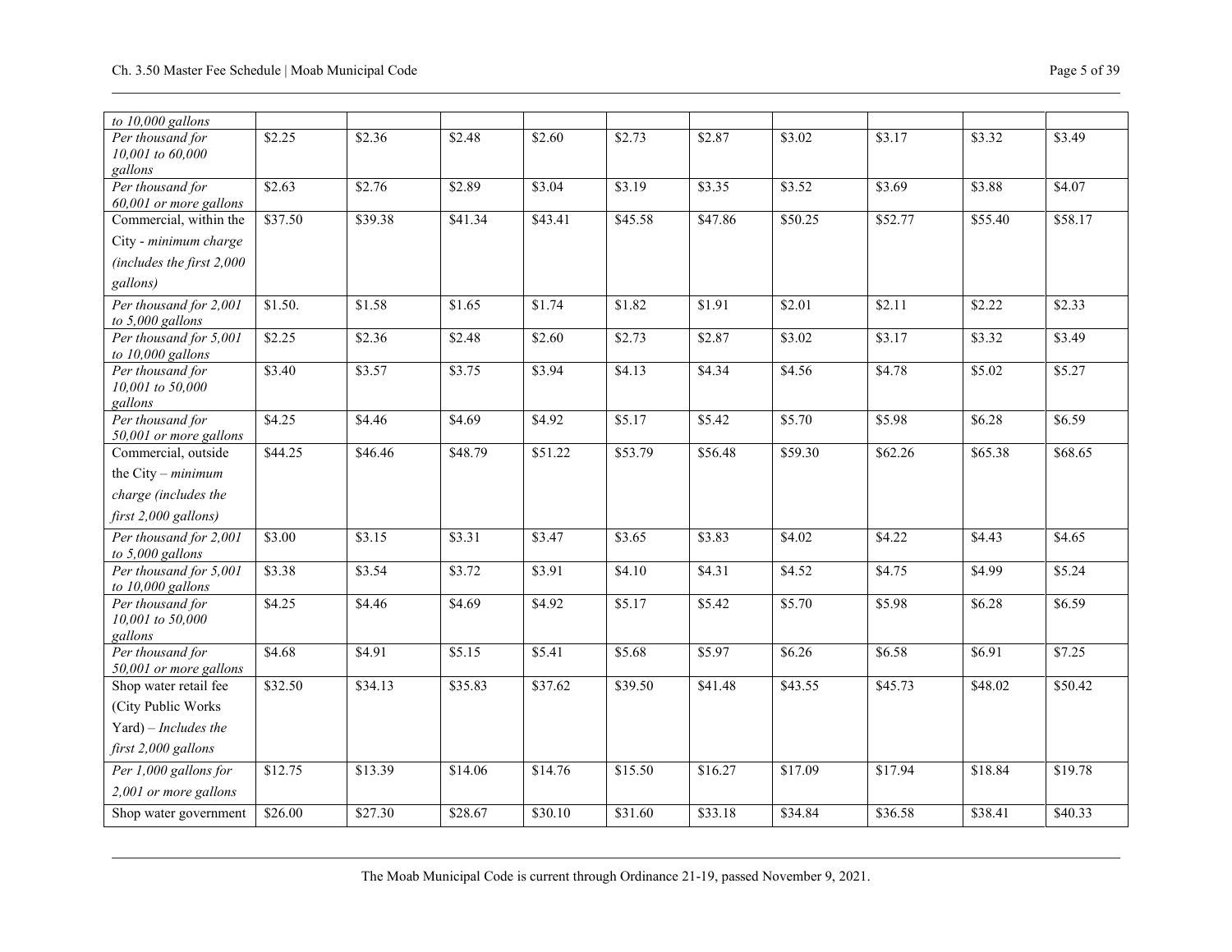| | | | | | | | | | | |
|---|---|---|---|---|---|---|---|---|---|---|
| *to 10,000 gallons* | | | | | | | | | | |
| *Per thousand for 10,001 to 60,000 gallons* | $2.25 | $2.36 | $2.48 | $2.60 | $2.73 | $2.87 | $3.02 | $3.17 | $3.32 | $3.49 |
| *Per thousand for 60,001 or more gallons* | $2.63 | $2.76 | $2.89 | $3.04 | $3.19 | $3.35 | $3.52 | $3.69 | $3.88 | $4.07 |
| Commercial, within the City - *minimum charge (includes the first 2,000 gallons)* | $37.50 | $39.38 | $41.34 | $43.41 | $45.58 | $47.86 | $50.25 | $52.77 | $55.40 | $58.17 |
| *Per thousand for 2,001 to 5,000 gallons* | $1.50. | $1.58 | $1.65 | $1.74 | $1.82 | $1.91 | $2.01 | $2.11 | $2.22 | $2.33 |
| *Per thousand for 5,001 to 10,000 gallons* | $2.25 | $2.36 | $2.48 | $2.60 | $2.73 | $2.87 | $3.02 | $3.17 | $3.32 | $3.49 |
| *Per thousand for 10,001 to 50,000 gallons* | $3.40 | $3.57 | $3.75 | $3.94 | $4.13 | $4.34 | $4.56 | $4.78 | $5.02 | $5.27 |
| *Per thousand for 50,001 or more gallons* | $4.25 | $4.46 | $4.69 | $4.92 | $5.17 | $5.42 | $5.70 | $5.98 | $6.28 | $6.59 |
| Commercial, outside the City – *minimum charge (includes the first 2,000 gallons)* | $44.25 | $46.46 | $48.79 | $51.22 | $53.79 | $56.48 | $59.30 | $62.26 | $65.38 | $68.65 |
| *Per thousand for 2,001 to 5,000 gallons* | $3.00 | $3.15 | $3.31 | $3.47 | $3.65 | $3.83 | $4.02 | $4.22 | $4.43 | $4.65 |
| *Per thousand for 5,001 to 10,000 gallons* | $3.38 | $3.54 | $3.72 | $3.91 | $4.10 | $4.31 | $4.52 | $4.75 | $4.99 | $5.24 |
| *Per thousand for 10,001 to 50,000 gallons* | $4.25 | $4.46 | $4.69 | $4.92 | $5.17 | $5.42 | $5.70 | $5.98 | $6.28 | $6.59 |
| *Per thousand for 50,001 or more gallons* | $4.68 | $4.91 | $5.15 | $5.41 | $5.68 | $5.97 | $6.26 | $6.58 | $6.91 | $7.25 |
| Shop water retail fee (City Public Works Yard) – *Includes the first 2,000 gallons* | $32.50 | $34.13 | $35.83 | $37.62 | $39.50 | $41.48 | $43.55 | $45.73 | $48.02 | $50.42 |
| *Per 1,000 gallons for 2,001 or more gallons* | $12.75 | $13.39 | $14.06 | $14.76 | $15.50 | $16.27 | $17.09 | $17.94 | $18.84 | $19.78 |
| Shop water government | $26.00 | $27.30 | $28.67 | $30.10 | $31.60 | $33.18 | $34.84 | $36.58 | $38.41 | $40.33 |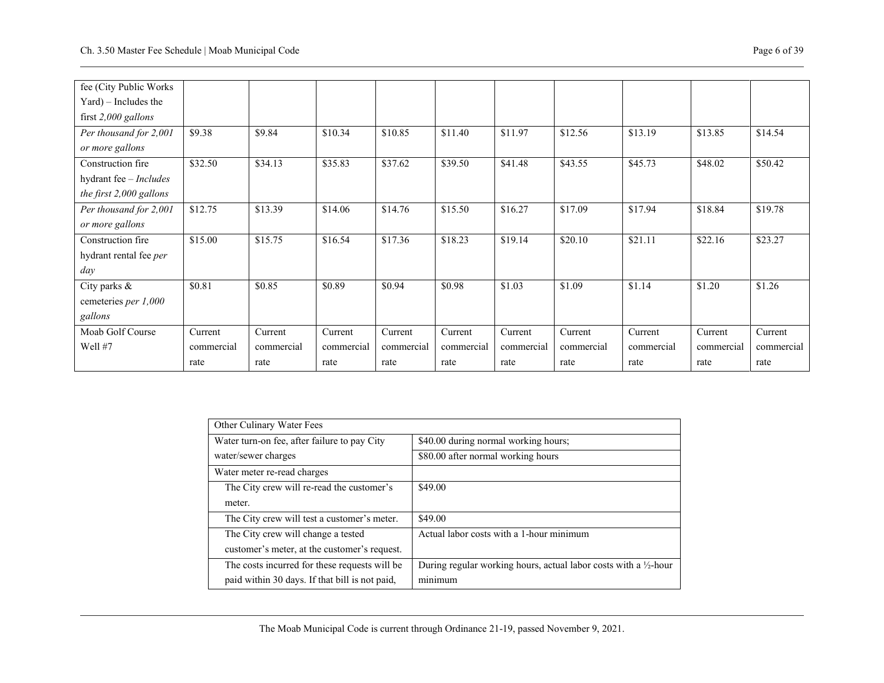| fee (City Public Works Yard) – Includes the first *2,000 gallons* | | | | | | | | | | |
|---|---|---|---|---|---|---|---|---|---|---|
| *Per thousand for 2,001 or more gallons* | $9.38 | $9.84 | $10.34 | $10.85 | $11.40 | $11.97 | $12.56 | $13.19 | $13.85 | $14.54 |
| Construction fire hydrant fee – *Includes the first 2,000 gallons* | $32.50 | $34.13 | $35.83 | $37.62 | $39.50 | $41.48 | $43.55 | $45.73 | $48.02 | $50.42 |
| *Per thousand for 2,001 or more gallons* | $12.75 | $13.39 | $14.06 | $14.76 | $15.50 | $16.27 | $17.09 | $17.94 | $18.84 | $19.78 |
| Construction fire hydrant rental fee *per day* | $15.00 | $15.75 | $16.54 | $17.36 | $18.23 | $19.14 | $20.10 | $21.11 | $22.16 | $23.27 |
| City parks & cemeteries *per 1,000 gallons* | $0.81 | $0.85 | $0.89 | $0.94 | $0.98 | $1.03 | $1.09 | $1.14 | $1.20 | $1.26 |
| Moab Golf Course Well #7 | Current commercial rate | Current commercial rate | Current commercial rate | Current commercial rate | Current commercial rate | Current commercial rate | Current commercial rate | Current commercial rate | Current commercial rate | Current commercial rate |

| Other Culinary Water Fees | |
|---|---|
| Water turn-on fee, after failure to pay City water/sewer charges | $40.00 during normal working hours;<br>$80.00 after normal working hours |
| Water meter re-read charges | |
| The City crew will re-read the customer's meter. | $49.00 |
| The City crew will test a customer's meter. | $49.00 |
| The City crew will change a tested customer's meter, at the customer's request. | Actual labor costs with a 1-hour minimum |
| The costs incurred for these requests will be paid within 30 days. If that bill is not paid, | During regular working hours, actual labor costs with a ½-hour minimum |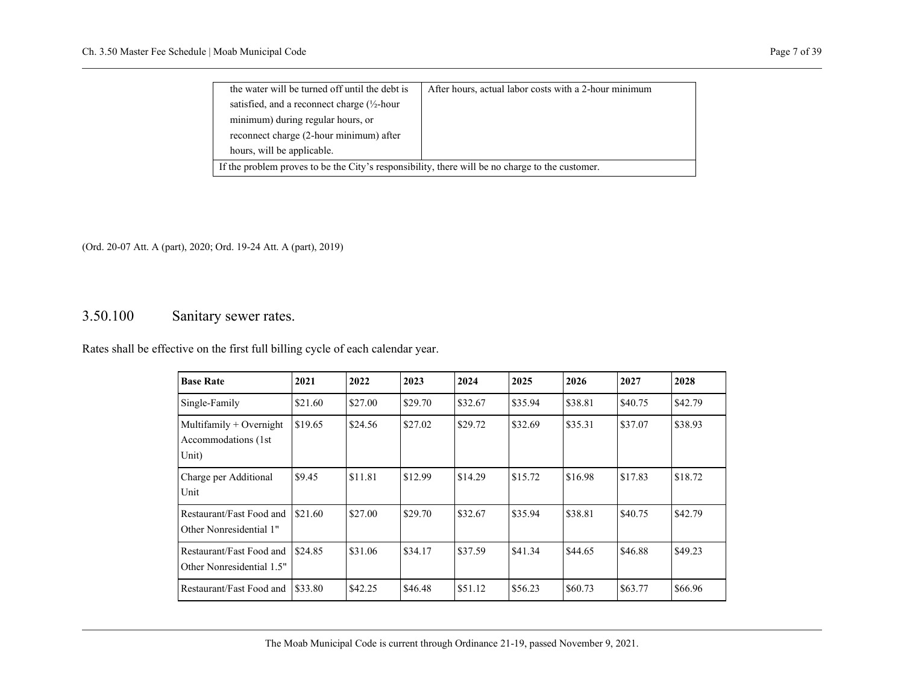| the water will be turned off until the debt is satisfied, and a reconnect charge (½-hour minimum) during regular hours, or reconnect charge (2-hour minimum) after hours, will be applicable. | After hours, actual labor costs with a 2-hour minimum |
|---|---|
| If the problem proves to be the City's responsibility, there will be no charge to the customer. | |

(Ord. 20-07 Att. A (part), 2020; Ord. 19-24 Att. A (part), 2019)

## 3.50.100 Sanitary sewer rates.

Rates shall be effective on the first full billing cycle of each calendar year.

| Base Rate | 2021 | 2022 | 2023 | 2024 | 2025 | 2026 | 2027 | 2028 |
|---|---|---|---|---|---|---|---|---|
| Single-Family | $21.60 | $27.00 | $29.70 | $32.67 | $35.94 | $38.81 | $40.75 | $42.79 |
| Multifamily + Overnight Accommodations (1st Unit) | $19.65 | $24.56 | $27.02 | $29.72 | $32.69 | $35.31 | $37.07 | $38.93 |
| Charge per Additional Unit | $9.45 | $11.81 | $12.99 | $14.29 | $15.72 | $16.98 | $17.83 | $18.72 |
| Restaurant/Fast Food and Other Nonresidential 1" | $21.60 | $27.00 | $29.70 | $32.67 | $35.94 | $38.81 | $40.75 | $42.79 |
| Restaurant/Fast Food and Other Nonresidential 1.5" | $24.85 | $31.06 | $34.17 | $37.59 | $41.34 | $44.65 | $46.88 | $49.23 |
| Restaurant/Fast Food and | $33.80 | $42.25 | $46.48 | $51.12 | $56.23 | $60.73 | $63.77 | $66.96 |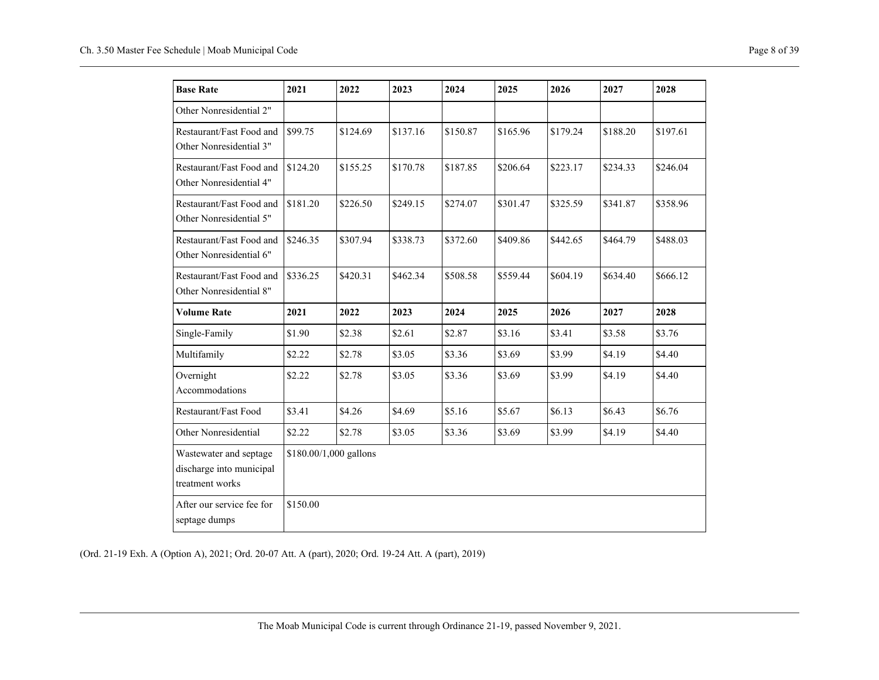| Base Rate | 2021 | 2022 | 2023 | 2024 | 2025 | 2026 | 2027 | 2028 |
|---|---|---|---|---|---|---|---|---|
| Other Nonresidential 2" | | | | | | | | |
| Restaurant/Fast Food and Other Nonresidential 3" | $99.75 | $124.69 | $137.16 | $150.87 | $165.96 | $179.24 | $188.20 | $197.61 |
| Restaurant/Fast Food and Other Nonresidential 4" | $124.20 | $155.25 | $170.78 | $187.85 | $206.64 | $223.17 | $234.33 | $246.04 |
| Restaurant/Fast Food and Other Nonresidential 5" | $181.20 | $226.50 | $249.15 | $274.07 | $301.47 | $325.59 | $341.87 | $358.96 |
| Restaurant/Fast Food and Other Nonresidential 6" | $246.35 | $307.94 | $338.73 | $372.60 | $409.86 | $442.65 | $464.79 | $488.03 |
| Restaurant/Fast Food and Other Nonresidential 8" | $336.25 | $420.31 | $462.34 | $508.58 | $559.44 | $604.19 | $634.40 | $666.12 |
| **Volume Rate** | **2021** | **2022** | **2023** | **2024** | **2025** | **2026** | **2027** | **2028** |
| Single-Family | $1.90 | $2.38 | $2.61 | $2.87 | $3.16 | $3.41 | $3.58 | $3.76 |
| Multifamily | $2.22 | $2.78 | $3.05 | $3.36 | $3.69 | $3.99 | $4.19 | $4.40 |
| Overnight Accommodations | $2.22 | $2.78 | $3.05 | $3.36 | $3.69 | $3.99 | $4.19 | $4.40 |
| Restaurant/Fast Food | $3.41 | $4.26 | $4.69 | $5.16 | $5.67 | $6.13 | $6.43 | $6.76 |
| Other Nonresidential | $2.22 | $2.78 | $3.05 | $3.36 | $3.69 | $3.99 | $4.19 | $4.40 |
| Wastewater and septage discharge into municipal treatment works | $180.00/1,000 gallons | | | | | | | |
| After our service fee for septage dumps | $150.00 | | | | | | | |

(Ord. 21-19 Exh. A (Option A), 2021; Ord. 20-07 Att. A (part), 2020; Ord. 19-24 Att. A (part), 2019)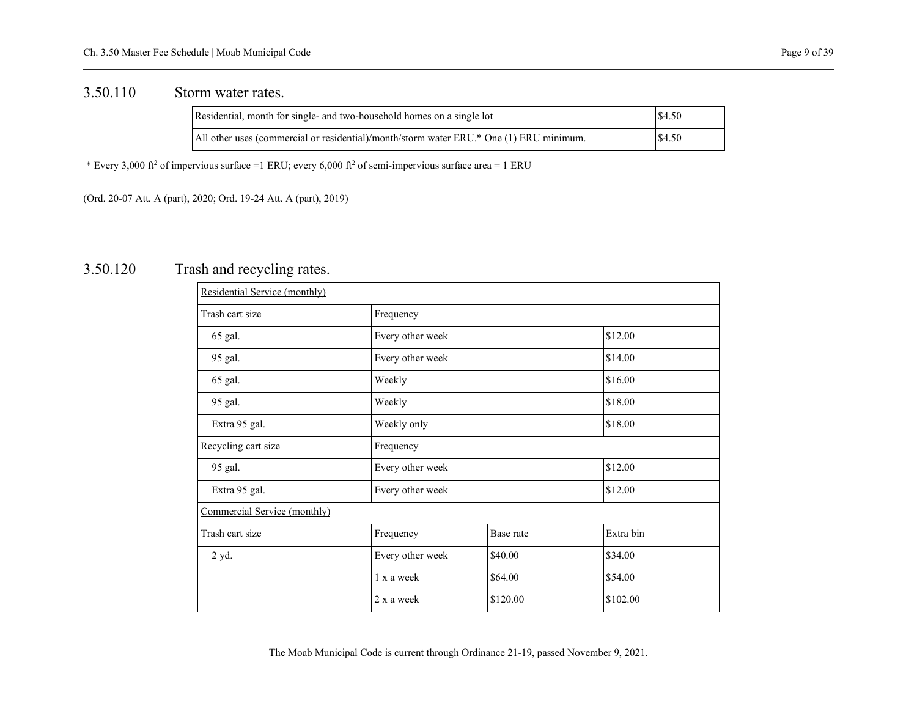## 3.50.110 Storm water rates.

| Residential, month for single- and two-household homes on a single lot | $4.50 |
|---|---|
| All other uses (commercial or residential)/month/storm water ERU.* One (1) ERU minimum. | $4.50 |

* Every 3,000 $ft^2$ of impervious surface =1 ERU; every 6,000 $ft^2$ of semi-impervious surface area = 1 ERU

(Ord. 20-07 Att. A (part), 2020; Ord. 19-24 Att. A (part), 2019)

## 3.50.120 Trash and recycling rates.

| Residential Service (monthly) | | | |
|---|---|---|---|
| Trash cart size | Frequency | | |
| 65 gal. | Every other week | | $12.00 |
| 95 gal. | Every other week | | $14.00 |
| 65 gal. | Weekly | | $16.00 |
| 95 gal. | Weekly | | $18.00 |
| Extra 95 gal. | Weekly only | | $18.00 |
| Recycling cart size | Frequency | | |
| 95 gal. | Every other week | | $12.00 |
| Extra 95 gal. | Every other week | | $12.00 |
| Commercial Service (monthly) | | | |
| Trash cart size | Frequency | Base rate | Extra bin |
| 2 yd. | Every other week | $40.00 | $34.00 |
| | 1 x a week | $64.00 | $54.00 |
| | 2 x a week | $120.00 | $102.00 |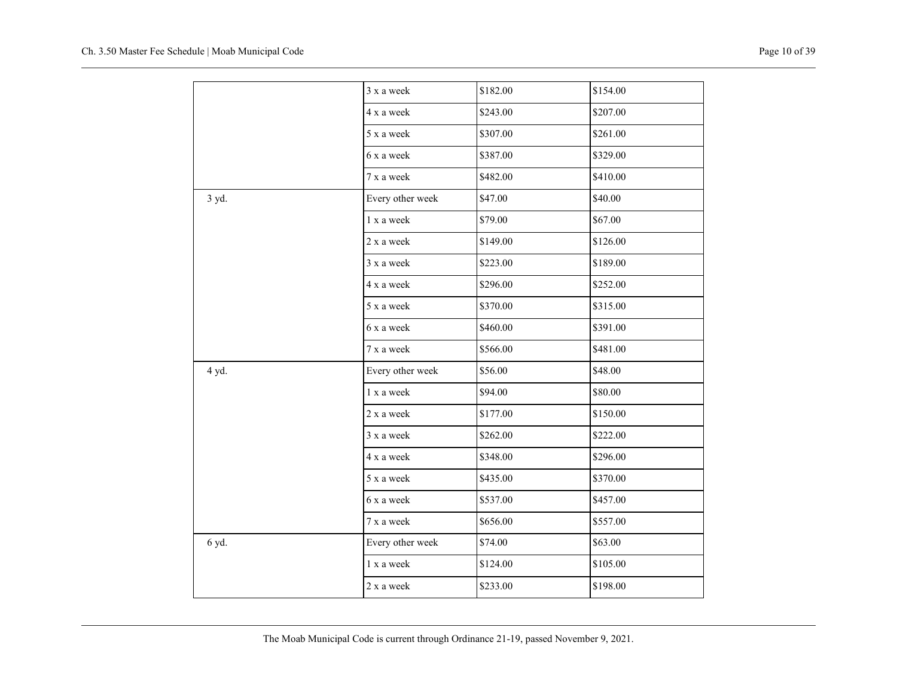| | | | |
|---|---|---|---|
| | 3 x a week | $182.00 | $154.00 |
| | 4 x a week | $243.00 | $207.00 |
| | 5 x a week | $307.00 | $261.00 |
| | 6 x a week | $387.00 | $329.00 |
| | 7 x a week | $482.00 | $410.00 |
| 3 yd. | Every other week | $47.00 | $40.00 |
| | 1 x a week | $79.00 | $67.00 |
| | 2 x a week | $149.00 | $126.00 |
| | 3 x a week | $223.00 | $189.00 |
| | 4 x a week | $296.00 | $252.00 |
| | 5 x a week | $370.00 | $315.00 |
| | 6 x a week | $460.00 | $391.00 |
| | 7 x a week | $566.00 | $481.00 |
| 4 yd. | Every other week | $56.00 | $48.00 |
| | 1 x a week | $94.00 | $80.00 |
| | 2 x a week | $177.00 | $150.00 |
| | 3 x a week | $262.00 | $222.00 |
| | 4 x a week | $348.00 | $296.00 |
| | 5 x a week | $435.00 | $370.00 |
| | 6 x a week | $537.00 | $457.00 |
| | 7 x a week | $656.00 | $557.00 |
| 6 yd. | Every other week | $74.00 | $63.00 |
| | 1 x a week | $124.00 | $105.00 |
| | 2 x a week | $233.00 | $198.00 |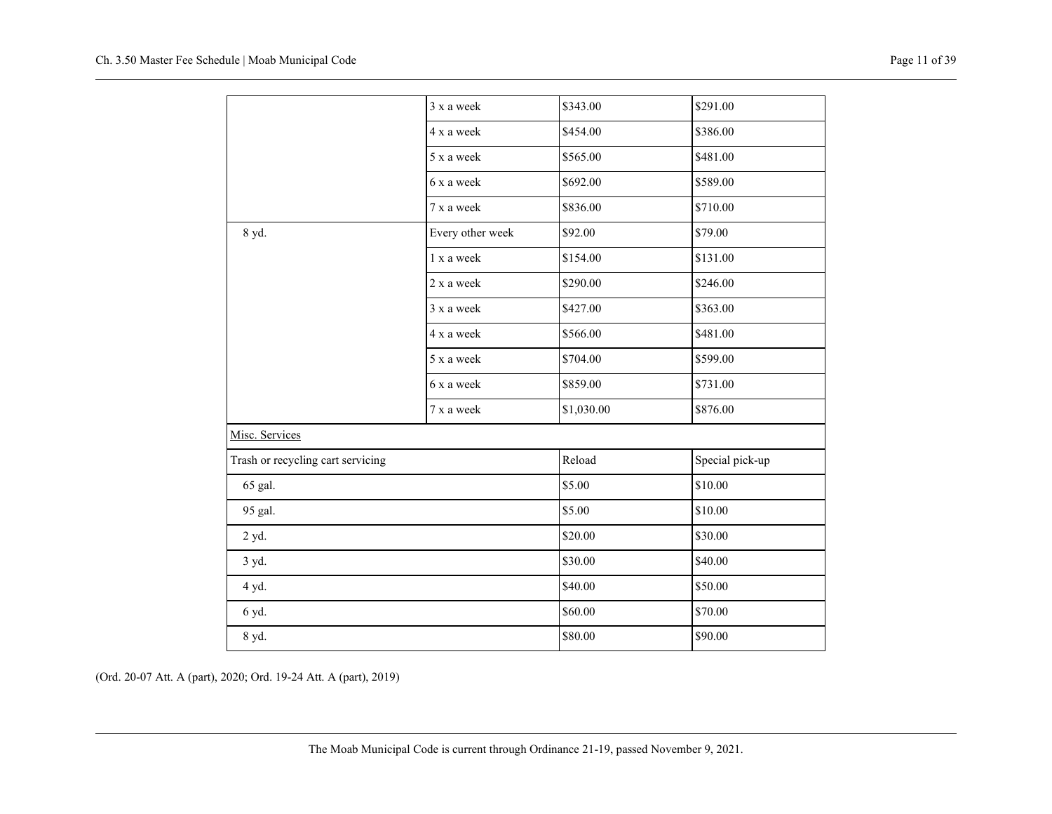| | | | |
|---|---|---|---|
| | 3 x a week | $343.00 | $291.00 |
| | 4 x a week | $454.00 | $386.00 |
| | 5 x a week | $565.00 | $481.00 |
| | 6 x a week | $692.00 | $589.00 |
| | 7 x a week | $836.00 | $710.00 |
| 8 yd. | Every other week | $92.00 | $79.00 |
| | 1 x a week | $154.00 | $131.00 |
| | 2 x a week | $290.00 | $246.00 |
| | 3 x a week | $427.00 | $363.00 |
| | 4 x a week | $566.00 | $481.00 |
| | 5 x a week | $704.00 | $599.00 |
| | 6 x a week | $859.00 | $731.00 |
| | 7 x a week | $1,030.00 | $876.00 |
| Misc. Services | | | |
| Trash or recycling cart servicing | | Reload | Special pick-up |
| 65 gal. | | $5.00 | $10.00 |
| 95 gal. | | $5.00 | $10.00 |
| 2 yd. | | $20.00 | $30.00 |
| 3 yd. | | $30.00 | $40.00 |
| 4 yd. | | $40.00 | $50.00 |
| 6 yd. | | $60.00 | $70.00 |
| 8 yd. | | $80.00 | $90.00 |

(Ord. 20-07 Att. A (part), 2020; Ord. 19-24 Att. A (part), 2019)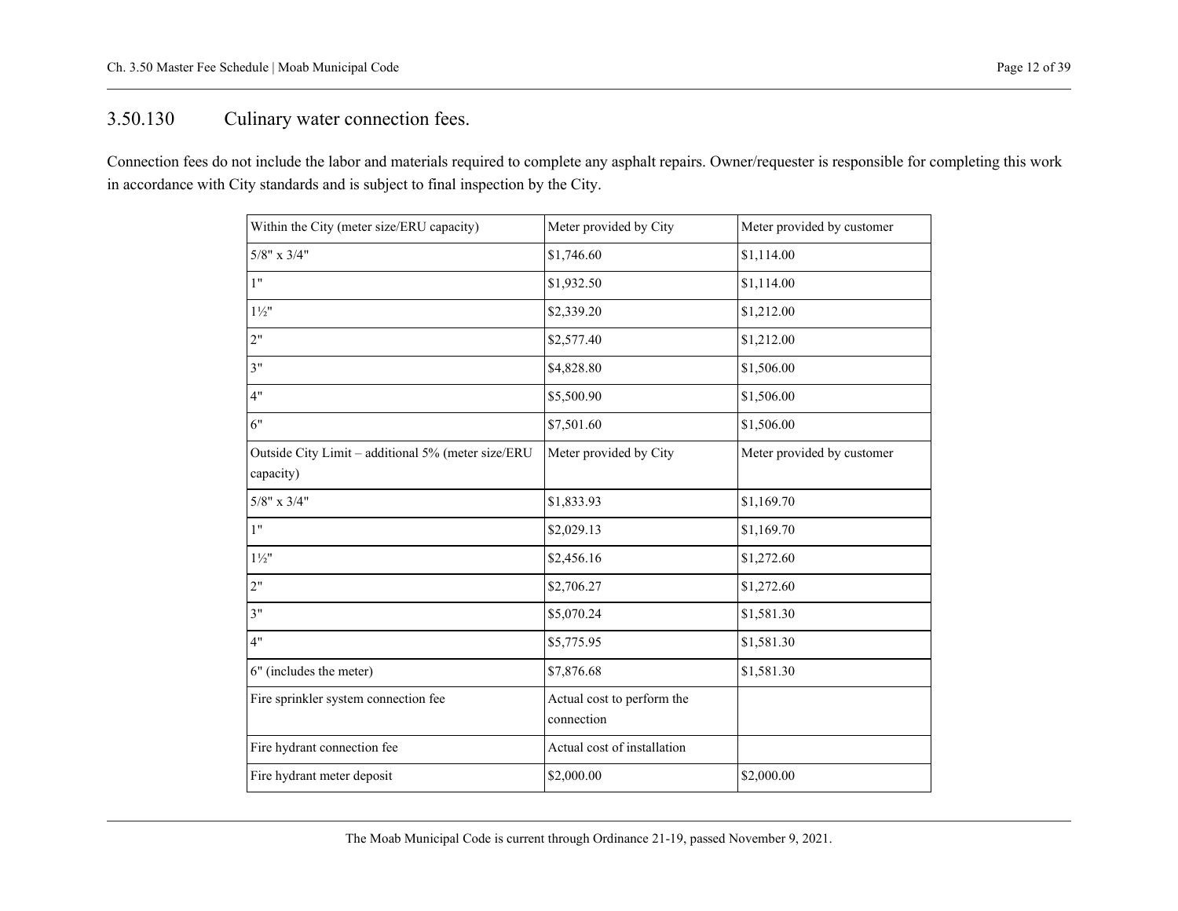## 3.50.130 Culinary water connection fees.

Connection fees do not include the labor and materials required to complete any asphalt repairs. Owner/requester is responsible for completing this work in accordance with City standards and is subject to final inspection by the City.

| Within the City (meter size/ERU capacity) | Meter provided by City | Meter provided by customer |
|---|---|---|
| 5/8" x 3/4" | $1,746.60 | $1,114.00 |
| 1" | $1,932.50 | $1,114.00 |
| 1½" | $2,339.20 | $1,212.00 |
| 2" | $2,577.40 | $1,212.00 |
| 3" | $4,828.80 | $1,506.00 |
| 4" | $5,500.90 | $1,506.00 |
| 6" | $7,501.60 | $1,506.00 |
| Outside City Limit – additional 5% (meter size/ERU capacity) | Meter provided by City | Meter provided by customer |
| 5/8" x 3/4" | $1,833.93 | $1,169.70 |
| 1" | $2,029.13 | $1,169.70 |
| 1½" | $2,456.16 | $1,272.60 |
| 2" | $2,706.27 | $1,272.60 |
| 3" | $5,070.24 | $1,581.30 |
| 4" | $5,775.95 | $1,581.30 |
| 6" (includes the meter) | $7,876.68 | $1,581.30 |
| Fire sprinkler system connection fee | Actual cost to perform the connection | |
| Fire hydrant connection fee | Actual cost of installation | |
| Fire hydrant meter deposit | $2,000.00 | $2,000.00 |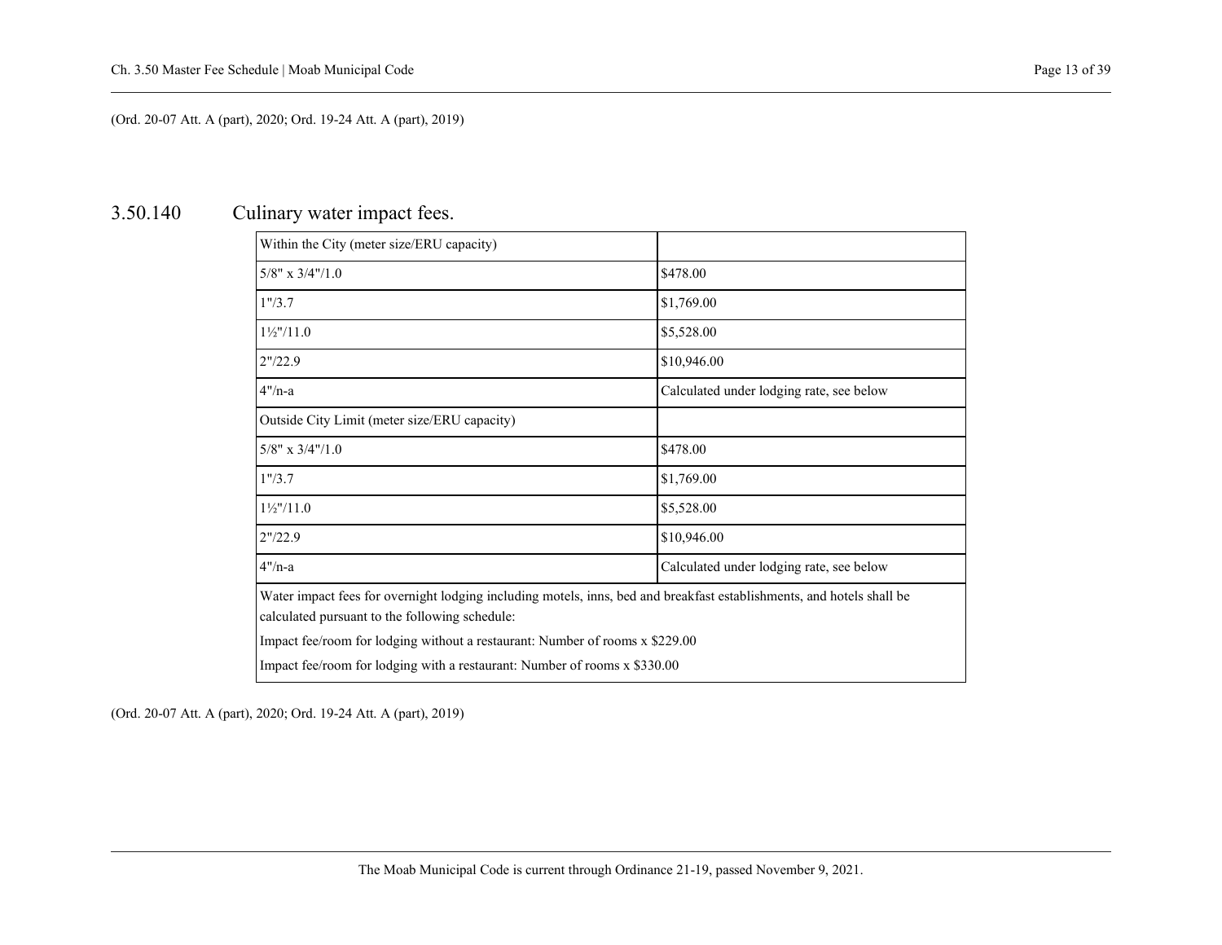(Ord. 20-07 Att. A (part), 2020; Ord. 19-24 Att. A (part), 2019)

## 3.50.140 Culinary water impact fees.

| Within the City (meter size/ERU capacity) | |
|---|---|
| 5/8" x 3/4"/1.0 | $478.00 |
| 1"/3.7 | $1,769.00 |
| 1½"/11.0 | $5,528.00 |
| 2"/22.9 | $10,946.00 |
| 4"/n-a | Calculated under lodging rate, see below |
| Outside City Limit (meter size/ERU capacity) | |
| 5/8" x 3/4"/1.0 | $478.00 |
| 1"/3.7 | $1,769.00 |
| 1½"/11.0 | $5,528.00 |
| 2"/22.9 | $10,946.00 |
| 4"/n-a | Calculated under lodging rate, see below |
| Water impact fees for overnight lodging including motels, inns, bed and breakfast establishments, and hotels shall be calculated pursuant to the following schedule:<br>Impact fee/room for lodging without a restaurant: Number of rooms x $229.00<br>Impact fee/room for lodging with a restaurant: Number of rooms x $330.00 | |

(Ord. 20-07 Att. A (part), 2020; Ord. 19-24 Att. A (part), 2019)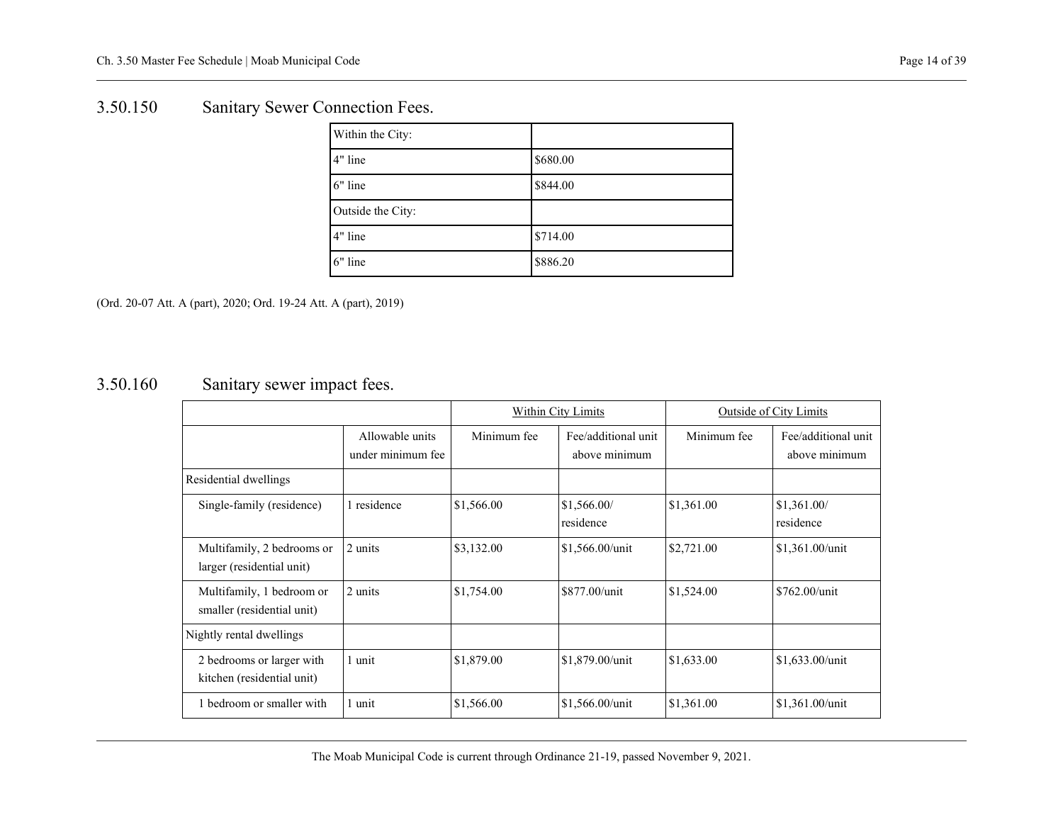## 3.50.150 Sanitary Sewer Connection Fees.

| Within the City: | |
|---|---|
| 4" line | $680.00 |
| 6" line | $844.00 |
| Outside the City: | |
| 4" line | $714.00 |
| 6" line | $886.20 |

(Ord. 20-07 Att. A (part), 2020; Ord. 19-24 Att. A (part), 2019)

## 3.50.160 Sanitary sewer impact fees.

| | | Within City Limits | | Outside of City Limits | |
|---|---|---|---|---|---|
| | Allowable units under minimum fee | Minimum fee | Fee/additional unit above minimum | Minimum fee | Fee/additional unit above minimum |
| Residential dwellings | | | | | |
| Single-family (residence) | 1 residence | $1,566.00 | $1,566.00/ residence | $1,361.00 | $1,361.00/ residence |
| Multifamily, 2 bedrooms or larger (residential unit) | 2 units | $3,132.00 | $1,566.00/unit | $2,721.00 | $1,361.00/unit |
| Multifamily, 1 bedroom or smaller (residential unit) | 2 units | $1,754.00 | $877.00/unit | $1,524.00 | $762.00/unit |
| Nightly rental dwellings | | | | | |
| 2 bedrooms or larger with kitchen (residential unit) | 1 unit | $1,879.00 | $1,879.00/unit | $1,633.00 | $1,633.00/unit |
| 1 bedroom or smaller with | 1 unit | $1,566.00 | $1,566.00/unit | $1,361.00 | $1,361.00/unit |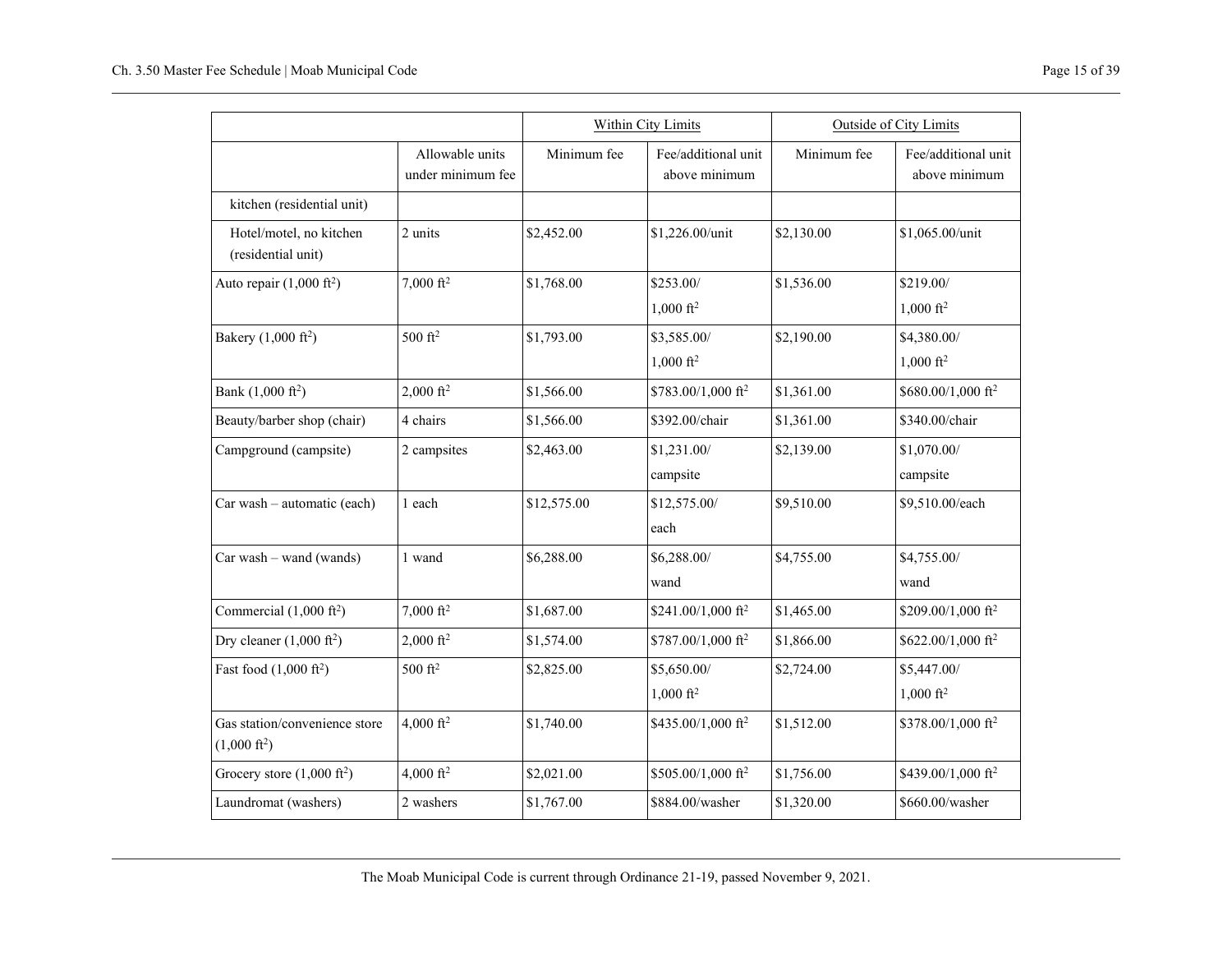| | | Within City Limits | | Outside of City Limits | |
|---|---|---|---|---|---|
| | Allowable units under minimum fee | Minimum fee | Fee/additional unit above minimum | Minimum fee | Fee/additional unit above minimum |
| kitchen (residential unit) | | | | | |
| Hotel/motel, no kitchen (residential unit) | 2 units | $2,452.00 | $1,226.00/unit | $2,130.00 | $1,065.00/unit |
| Auto repair (1,000 ft$^2$) | 7,000 ft$^2$ | $1,768.00 | $253.00/ 1,000 ft$^2$ | $1,536.00 | $219.00/ 1,000 ft$^2$ |
| Bakery (1,000 ft$^2$) | 500 ft$^2$ | $1,793.00 | $3,585.00/ 1,000 ft$^2$ | $2,190.00 | $4,380.00/ 1,000 ft$^2$ |
| Bank (1,000 ft$^2$) | 2,000 ft$^2$ | $1,566.00 | $783.00/1,000 ft$^2$ | $1,361.00 | $680.00/1,000 ft$^2$ |
| Beauty/barber shop (chair) | 4 chairs | $1,566.00 | $392.00/chair | $1,361.00 | $340.00/chair |
| Campground (campsite) | 2 campsites | $2,463.00 | $1,231.00/ campsite | $2,139.00 | $1,070.00/ campsite |
| Car wash – automatic (each) | 1 each | $12,575.00 | $12,575.00/ each | $9,510.00 | $9,510.00/each |
| Car wash – wand (wands) | 1 wand | $6,288.00 | $6,288.00/ wand | $4,755.00 | $4,755.00/ wand |
| Commercial (1,000 ft$^2$) | 7,000 ft$^2$ | $1,687.00 | $241.00/1,000 ft$^2$ | $1,465.00 | $209.00/1,000 ft$^2$ |
| Dry cleaner (1,000 ft$^2$) | 2,000 ft$^2$ | $1,574.00 | $787.00/1,000 ft$^2$ | $1,866.00 | $622.00/1,000 ft$^2$ |
| Fast food (1,000 ft$^2$) | 500 ft$^2$ | $2,825.00 | $5,650.00/ 1,000 ft$^2$ | $2,724.00 | $5,447.00/ 1,000 ft$^2$ |
| Gas station/convenience store (1,000 ft$^2$) | 4,000 ft$^2$ | $1,740.00 | $435.00/1,000 ft$^2$ | $1,512.00 | $378.00/1,000 ft$^2$ |
| Grocery store (1,000 ft$^2$) | 4,000 ft$^2$ | $2,021.00 | $505.00/1,000 ft$^2$ | $1,756.00 | $439.00/1,000 ft$^2$ |
| Laundromat (washers) | 2 washers | $1,767.00 | $884.00/washer | $1,320.00 | $660.00/washer |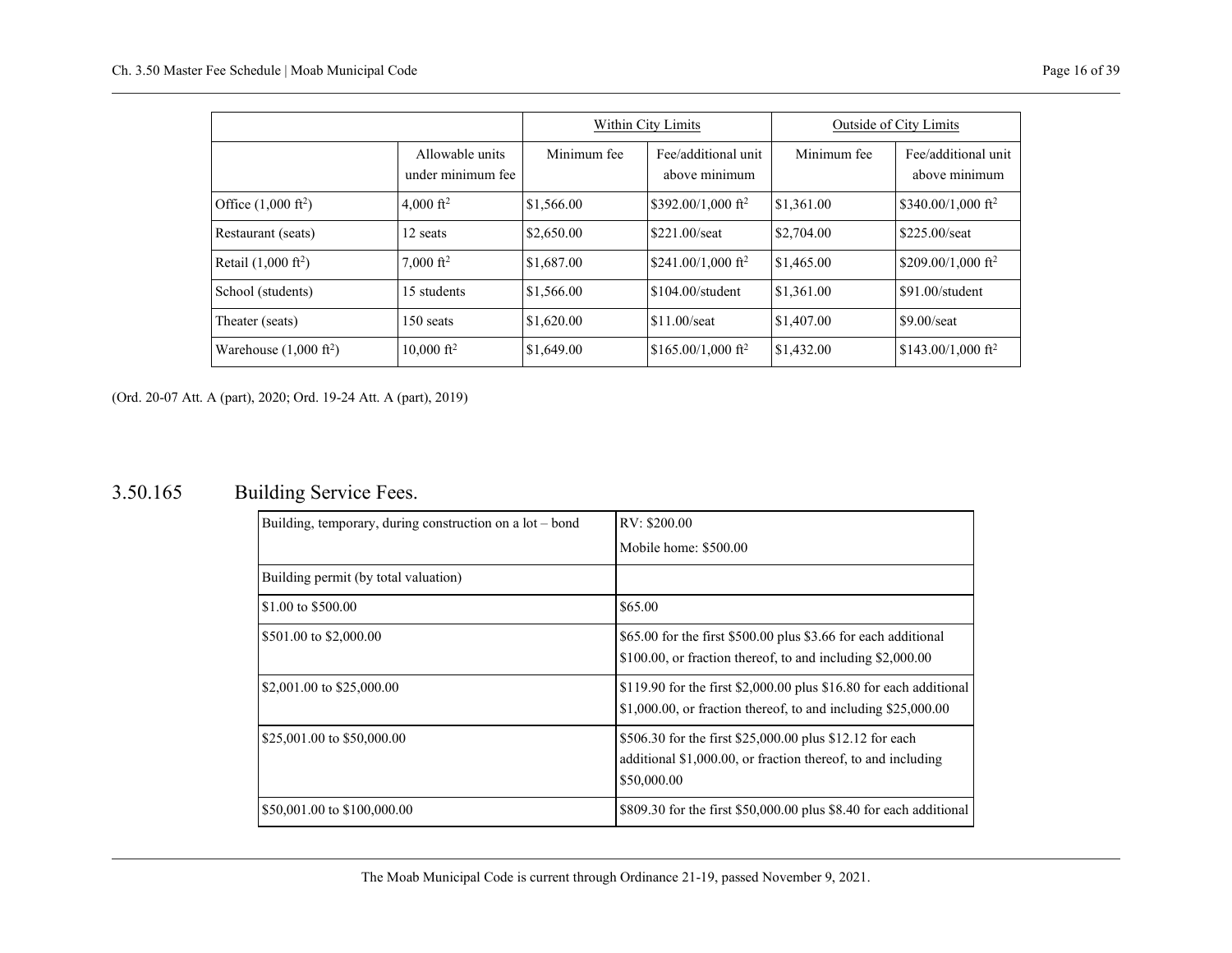| | | Within City Limits | | Outside of City Limits | |
|---|---|---|---|---|---|
| | Allowable units under minimum fee | Minimum fee | Fee/additional unit above minimum | Minimum fee | Fee/additional unit above minimum |
| Office (1,000 $ft^2$) | 4,000 $ft^2$ | $1,566.00 | $392.00/1,000 $ft^2$ | $1,361.00 | $340.00/1,000 $ft^2$ |
| Restaurant (seats) | 12 seats | $2,650.00 | $221.00/seat | $2,704.00 | $225.00/seat |
| Retail (1,000 $ft^2$) | 7,000 $ft^2$ | $1,687.00 | $241.00/1,000 $ft^2$ | $1,465.00 | $209.00/1,000 $ft^2$ |
| School (students) | 15 students | $1,566.00 | $104.00/student | $1,361.00 | $91.00/student |
| Theater (seats) | 150 seats | $1,620.00 | $11.00/seat | $1,407.00 | $9.00/seat |
| Warehouse (1,000 $ft^2$) | 10,000 $ft^2$ | $1,649.00 | $165.00/1,000 $ft^2$ | $1,432.00 | $143.00/1,000 $ft^2$ |

(Ord. 20-07 Att. A (part), 2020; Ord. 19-24 Att. A (part), 2019)

## 3.50.165 Building Service Fees.

| | |
|---|---|
| Building, temporary, during construction on a lot – bond | RV: $200.00<br>Mobile home: $500.00 |
| Building permit (by total valuation) | |
| $1.00 to $500.00 | $65.00 |
| $501.00 to $2,000.00 | $65.00 for the first $500.00 plus $3.66 for each additional $100.00, or fraction thereof, to and including $2,000.00 |
| $2,001.00 to $25,000.00 | $119.90 for the first $2,000.00 plus $16.80 for each additional $1,000.00, or fraction thereof, to and including $25,000.00 |
| $25,001.00 to $50,000.00 | $506.30 for the first $25,000.00 plus $12.12 for each additional $1,000.00, or fraction thereof, to and including $50,000.00 |
| $50,001.00 to $100,000.00 | $809.30 for the first $50,000.00 plus $8.40 for each additional |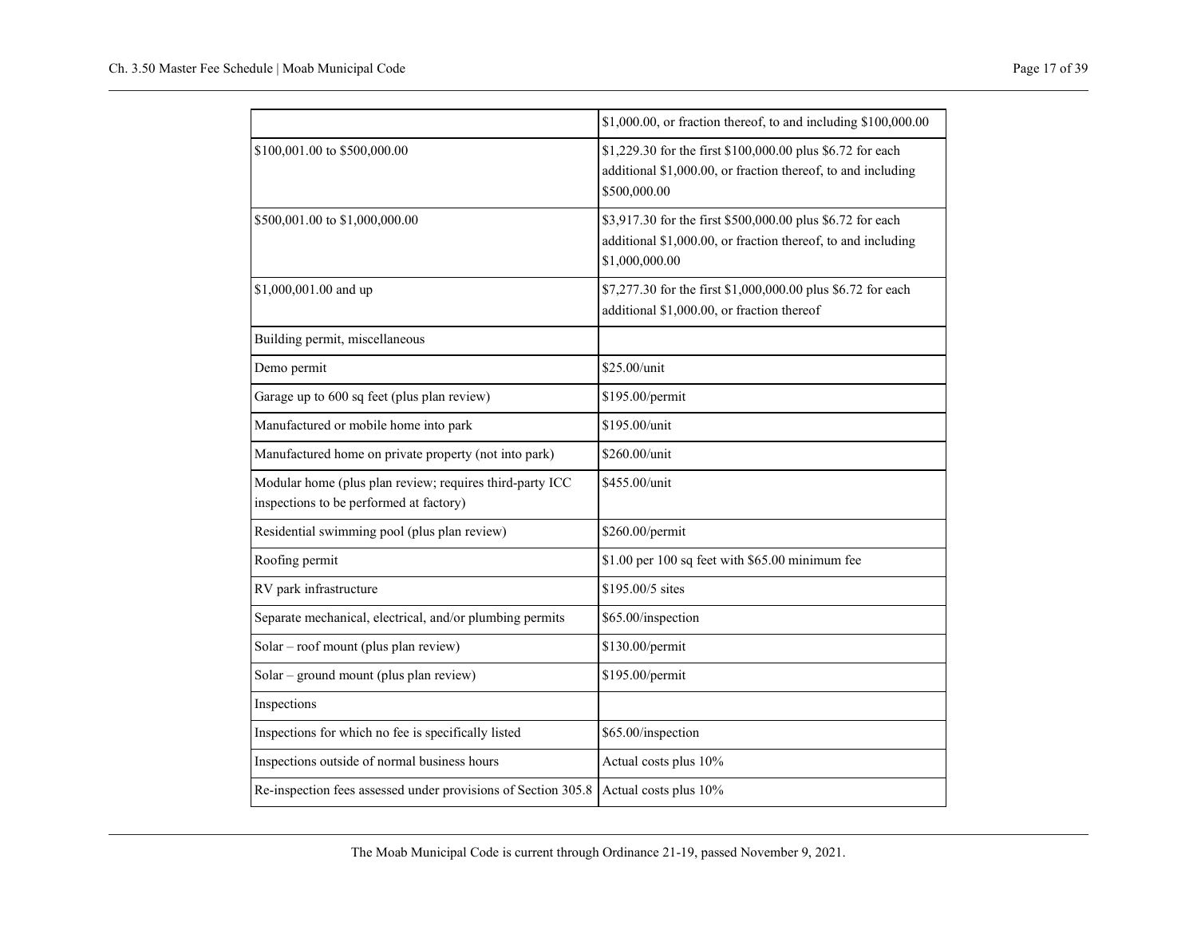| | |
|---|---|
| | \$1,000.00, or fraction thereof, to and including \$100,000.00 |
| \$100,001.00 to \$500,000.00 | \$1,229.30 for the first \$100,000.00 plus \$6.72 for each additional \$1,000.00, or fraction thereof, to and including \$500,000.00 |
| \$500,001.00 to \$1,000,000.00 | \$3,917.30 for the first \$500,000.00 plus \$6.72 for each additional \$1,000.00, or fraction thereof, to and including \$1,000,000.00 |
| \$1,000,001.00 and up | \$7,277.30 for the first \$1,000,000.00 plus \$6.72 for each additional \$1,000.00, or fraction thereof |
| Building permit, miscellaneous | |
| Demo permit | \$25.00/unit |
| Garage up to 600 sq feet (plus plan review) | \$195.00/permit |
| Manufactured or mobile home into park | \$195.00/unit |
| Manufactured home on private property (not into park) | \$260.00/unit |
| Modular home (plus plan review; requires third-party ICC inspections to be performed at factory) | \$455.00/unit |
| Residential swimming pool (plus plan review) | \$260.00/permit |
| Roofing permit | \$1.00 per 100 sq feet with \$65.00 minimum fee |
| RV park infrastructure | \$195.00/5 sites |
| Separate mechanical, electrical, and/or plumbing permits | \$65.00/inspection |
| Solar – roof mount (plus plan review) | \$130.00/permit |
| Solar – ground mount (plus plan review) | \$195.00/permit |
| Inspections | |
| Inspections for which no fee is specifically listed | \$65.00/inspection |
| Inspections outside of normal business hours | Actual costs plus 10% |
| Re-inspection fees assessed under provisions of Section 305.8 | Actual costs plus 10% |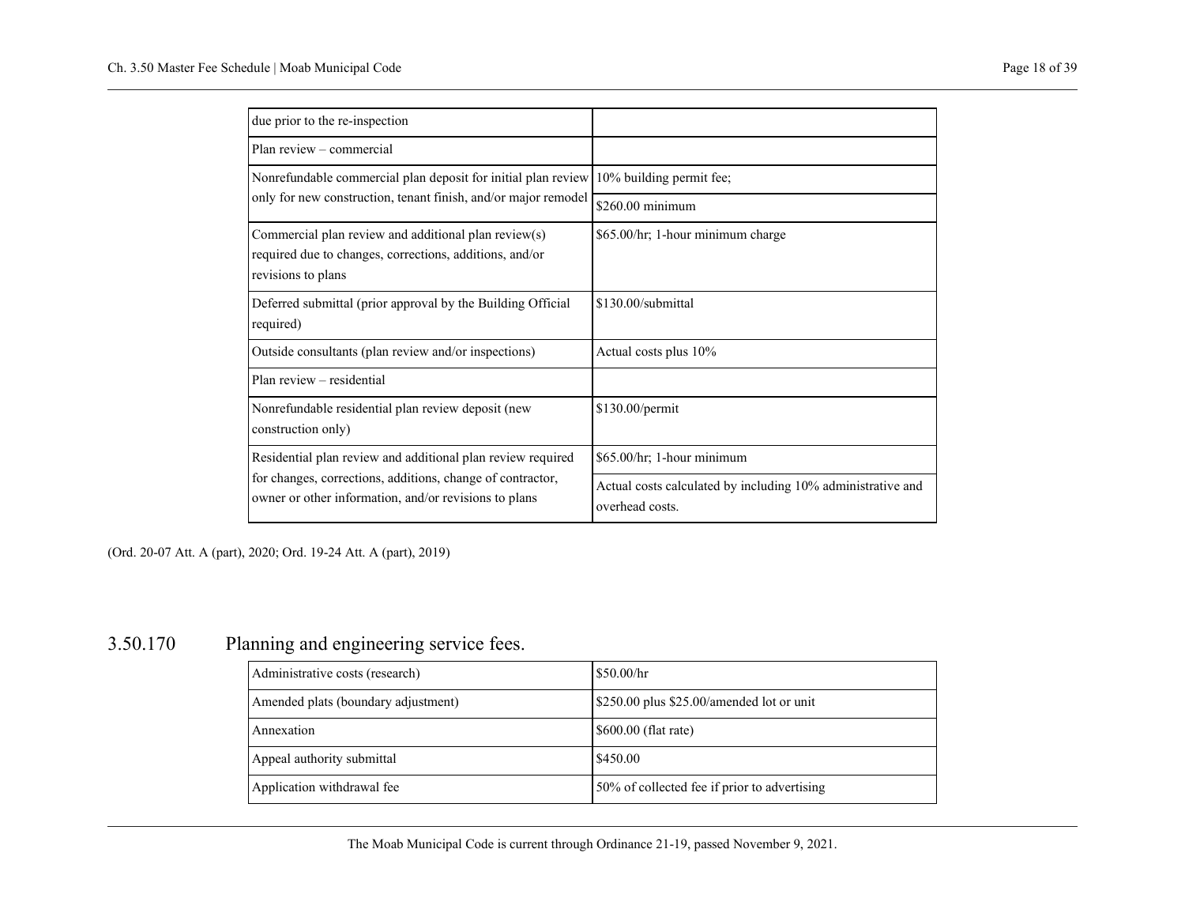| due prior to the re-inspection | |
|---|---|
| Plan review – commercial | |
| Nonrefundable commercial plan deposit for initial plan review only for new construction, tenant finish, and/or major remodel | 10% building permit fee; |
| | $260.00 minimum |
| Commercial plan review and additional plan review(s) required due to changes, corrections, additions, and/or revisions to plans | $65.00/hr; 1-hour minimum charge |
| Deferred submittal (prior approval by the Building Official required) | $130.00/submittal |
| Outside consultants (plan review and/or inspections) | Actual costs plus 10% |
| Plan review – residential | |
| Nonrefundable residential plan review deposit (new construction only) | $130.00/permit |
| Residential plan review and additional plan review required for changes, corrections, additions, change of contractor, owner or other information, and/or revisions to plans | $65.00/hr; 1-hour minimum |
| | Actual costs calculated by including 10% administrative and overhead costs. |

(Ord. 20-07 Att. A (part), 2020; Ord. 19-24 Att. A (part), 2019)

## 3.50.170 Planning and engineering service fees.

| Administrative costs (research) | $50.00/hr |
|---|---|
| Amended plats (boundary adjustment) | $250.00 plus $25.00/amended lot or unit |
| Annexation | $600.00 (flat rate) |
| Appeal authority submittal | $450.00 |
| Application withdrawal fee | 50% of collected fee if prior to advertising |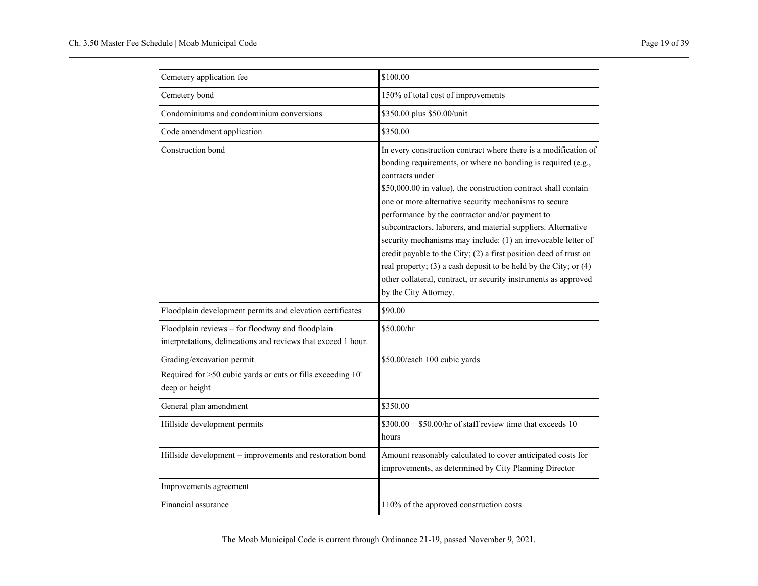| | |
|---|---|
| Cemetery application fee | $100.00 |
| Cemetery bond | 150% of total cost of improvements |
| Condominiums and condominium conversions | $350.00 plus $50.00/unit |
| Code amendment application | $350.00 |
| Construction bond | In every construction contract where there is a modification of bonding requirements, or where no bonding is required (e.g., contracts under $50,000.00 in value), the construction contract shall contain one or more alternative security mechanisms to secure performance by the contractor and/or payment to subcontractors, laborers, and material suppliers. Alternative security mechanisms may include: (1) an irrevocable letter of credit payable to the City; (2) a first position deed of trust on real property; (3) a cash deposit to be held by the City; or (4) other collateral, contract, or security instruments as approved by the City Attorney. |
| Floodplain development permits and elevation certificates | $90.00 |
| Floodplain reviews – for floodway and floodplain interpretations, delineations and reviews that exceed 1 hour. | $50.00/hr |
| Grading/excavation permit<br>Required for >50 cubic yards or cuts or fills exceeding 10' deep or height | $50.00/each 100 cubic yards |
| General plan amendment | $350.00 |
| Hillside development permits | $300.00 + $50.00/hr of staff review time that exceeds 10 hours |
| Hillside development – improvements and restoration bond | Amount reasonably calculated to cover anticipated costs for improvements, as determined by City Planning Director |
| Improvements agreement | |
| Financial assurance | 110% of the approved construction costs |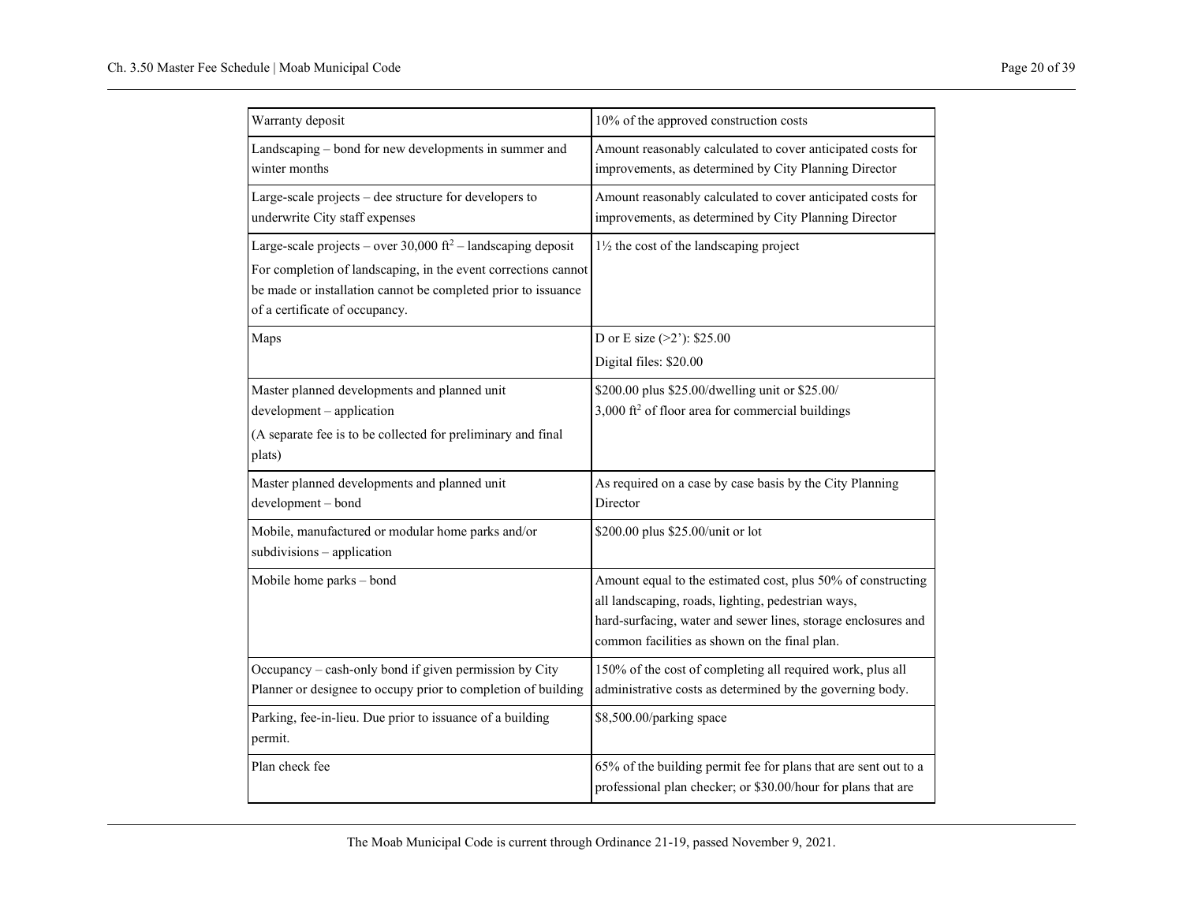| Warranty deposit | 10% of the approved construction costs |
|---|---|
| Landscaping – bond for new developments in summer and winter months | Amount reasonably calculated to cover anticipated costs for improvements, as determined by City Planning Director |
| Large-scale projects – dee structure for developers to underwrite City staff expenses | Amount reasonably calculated to cover anticipated costs for improvements, as determined by City Planning Director |
| Large-scale projects – over 30,000 $ft^2$ – landscaping deposit<br>For completion of landscaping, in the event corrections cannot be made or installation cannot be completed prior to issuance of a certificate of occupancy. | 1½ the cost of the landscaping project |
| Maps | D or E size (>2'): $25.00<br>Digital files: $20.00 |
| Master planned developments and planned unit development – application<br>(A separate fee is to be collected for preliminary and final plats) | $200.00 plus $25.00/dwelling unit or $25.00/ 3,000 $ft^2$ of floor area for commercial buildings |
| Master planned developments and planned unit development – bond | As required on a case by case basis by the City Planning Director |
| Mobile, manufactured or modular home parks and/or subdivisions – application | $200.00 plus $25.00/unit or lot |
| Mobile home parks – bond | Amount equal to the estimated cost, plus 50% of constructing all landscaping, roads, lighting, pedestrian ways, hard-surfacing, water and sewer lines, storage enclosures and common facilities as shown on the final plan. |
| Occupancy – cash-only bond if given permission by City Planner or designee to occupy prior to completion of building | 150% of the cost of completing all required work, plus all administrative costs as determined by the governing body. |
| Parking, fee-in-lieu. Due prior to issuance of a building permit. | $8,500.00/parking space |
| Plan check fee | 65% of the building permit fee for plans that are sent out to a professional plan checker; or $30.00/hour for plans that are |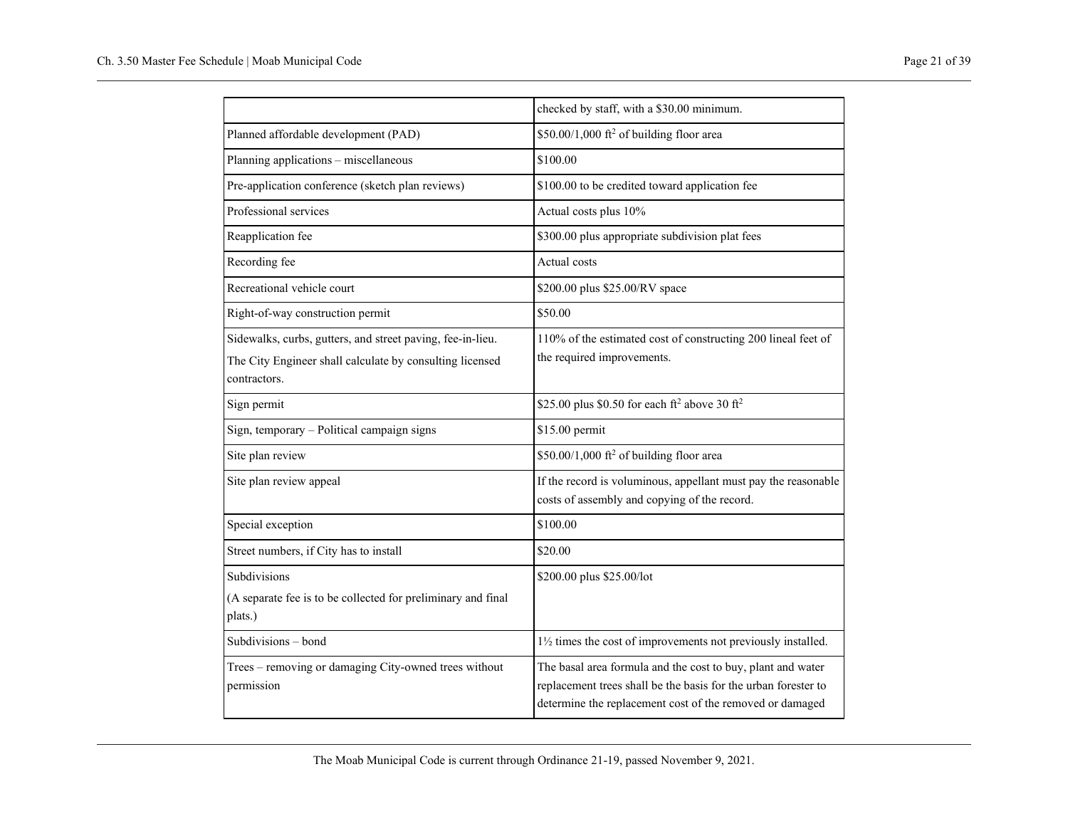| | |
|---|---|
| | checked by staff, with a $30.00 minimum. |
| Planned affordable development (PAD) | $50.00/1,000 ft$^2$ of building floor area |
| Planning applications – miscellaneous | $100.00 |
| Pre-application conference (sketch plan reviews) | $100.00 to be credited toward application fee |
| Professional services | Actual costs plus 10% |
| Reapplication fee | $300.00 plus appropriate subdivision plat fees |
| Recording fee | Actual costs |
| Recreational vehicle court | $200.00 plus $25.00/RV space |
| Right-of-way construction permit | $50.00 |
| Sidewalks, curbs, gutters, and street paving, fee-in-lieu.<br>The City Engineer shall calculate by consulting licensed contractors. | 110% of the estimated cost of constructing 200 lineal feet of the required improvements. |
| Sign permit | $25.00 plus $0.50 for each ft$^2$ above 30 ft$^2$ |
| Sign, temporary – Political campaign signs | $15.00 permit |
| Site plan review | $50.00/1,000 ft$^2$ of building floor area |
| Site plan review appeal | If the record is voluminous, appellant must pay the reasonable costs of assembly and copying of the record. |
| Special exception | $100.00 |
| Street numbers, if City has to install | $20.00 |
| Subdivisions<br>(A separate fee is to be collected for preliminary and final plats.) | $200.00 plus $25.00/lot |
| Subdivisions – bond | 1½ times the cost of improvements not previously installed. |
| Trees – removing or damaging City-owned trees without permission | The basal area formula and the cost to buy, plant and water replacement trees shall be the basis for the urban forester to determine the replacement cost of the removed or damaged |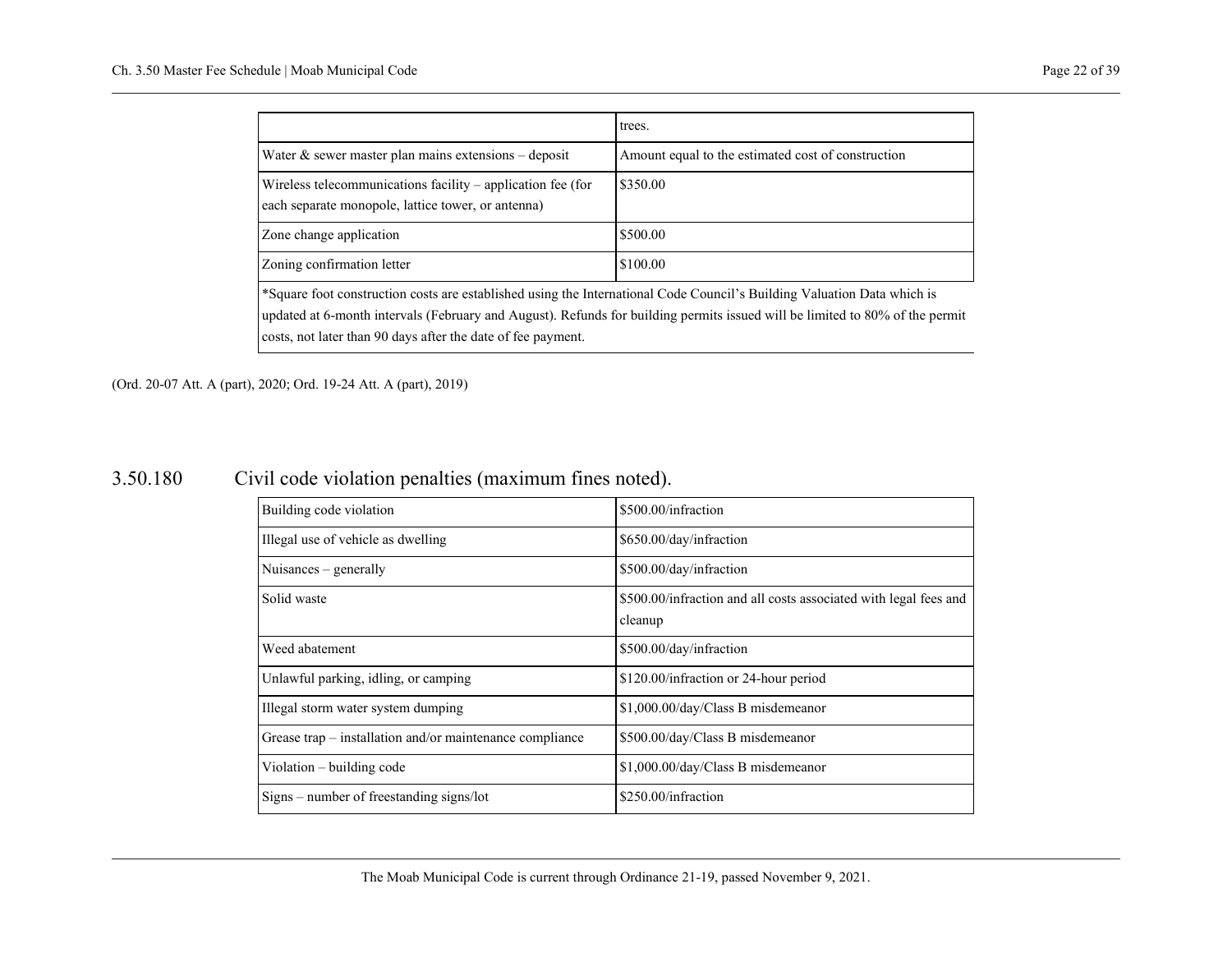| | |
|---|---|
| | trees. |
| Water & sewer master plan mains extensions – deposit | Amount equal to the estimated cost of construction |
| Wireless telecommunications facility – application fee (for each separate monopole, lattice tower, or antenna) | $350.00 |
| Zone change application | $500.00 |
| Zoning confirmation letter | $100.00 |
| *Square foot construction costs are established using the International Code Council's Building Valuation Data which is updated at 6-month intervals (February and August). Refunds for building permits issued will be limited to 80% of the permit costs, not later than 90 days after the date of fee payment. | |

(Ord. 20-07 Att. A (part), 2020; Ord. 19-24 Att. A (part), 2019)

## 3.50.180 Civil code violation penalties (maximum fines noted).

| | |
|---|---|
| Building code violation | $500.00/infraction |
| Illegal use of vehicle as dwelling | $650.00/day/infraction |
| Nuisances – generally | $500.00/day/infraction |
| Solid waste | $500.00/infraction and all costs associated with legal fees and cleanup |
| Weed abatement | $500.00/day/infraction |
| Unlawful parking, idling, or camping | $120.00/infraction or 24-hour period |
| Illegal storm water system dumping | $1,000.00/day/Class B misdemeanor |
| Grease trap – installation and/or maintenance compliance | $500.00/day/Class B misdemeanor |
| Violation – building code | $1,000.00/day/Class B misdemeanor |
| Signs – number of freestanding signs/lot | $250.00/infraction |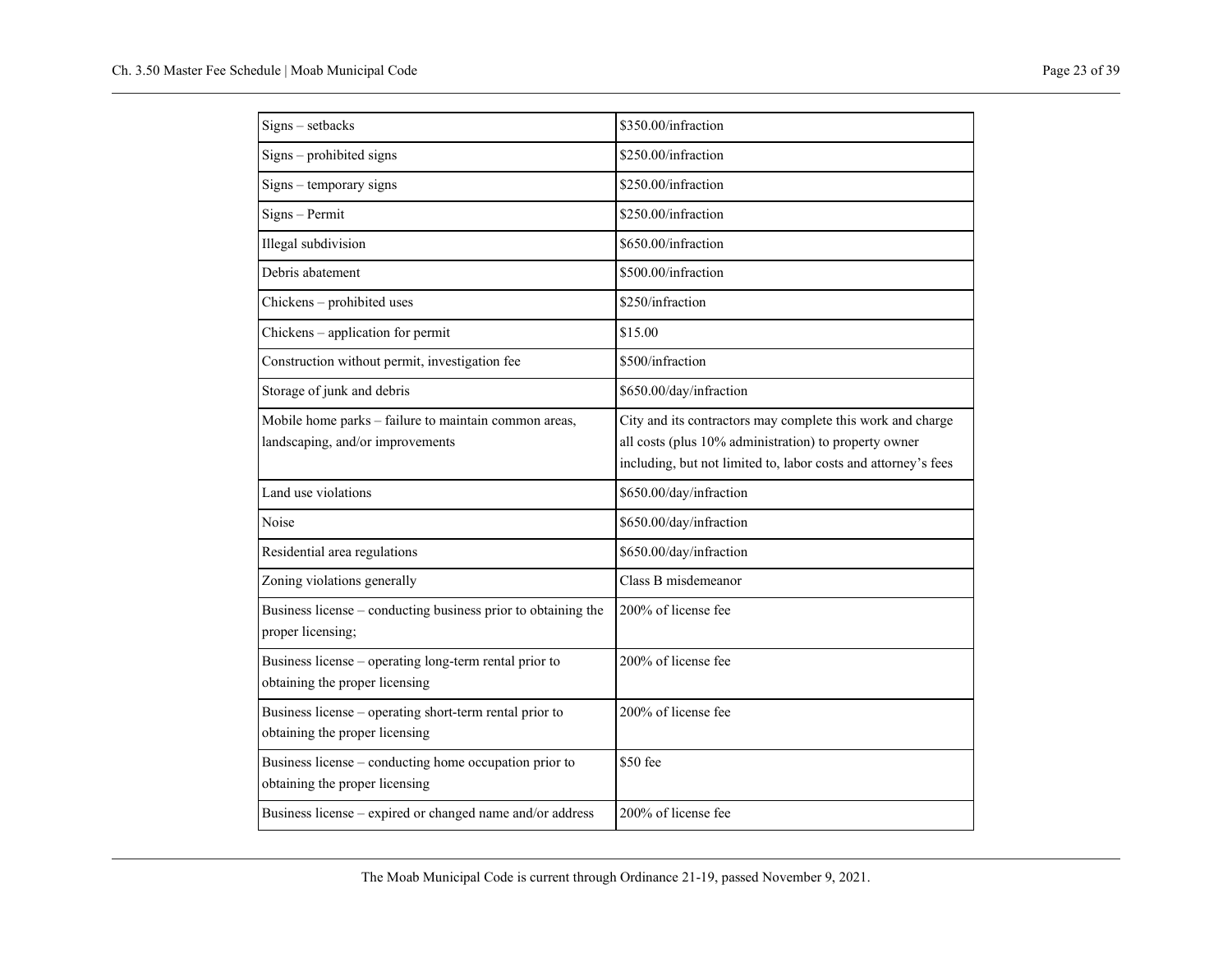| Signs – setbacks | $350.00/infraction |
|---|---|
| Signs – prohibited signs | $250.00/infraction |
| Signs – temporary signs | $250.00/infraction |
| Signs – Permit | $250.00/infraction |
| Illegal subdivision | $650.00/infraction |
| Debris abatement | $500.00/infraction |
| Chickens – prohibited uses | $250/infraction |
| Chickens – application for permit | $15.00 |
| Construction without permit, investigation fee | $500/infraction |
| Storage of junk and debris | $650.00/day/infraction |
| Mobile home parks – failure to maintain common areas, landscaping, and/or improvements | City and its contractors may complete this work and charge all costs (plus 10% administration) to property owner including, but not limited to, labor costs and attorney's fees |
| Land use violations | $650.00/day/infraction |
| Noise | $650.00/day/infraction |
| Residential area regulations | $650.00/day/infraction |
| Zoning violations generally | Class B misdemeanor |
| Business license – conducting business prior to obtaining the proper licensing; | 200% of license fee |
| Business license – operating long-term rental prior to obtaining the proper licensing | 200% of license fee |
| Business license – operating short-term rental prior to obtaining the proper licensing | 200% of license fee |
| Business license – conducting home occupation prior to obtaining the proper licensing | $50 fee |
| Business license – expired or changed name and/or address | 200% of license fee |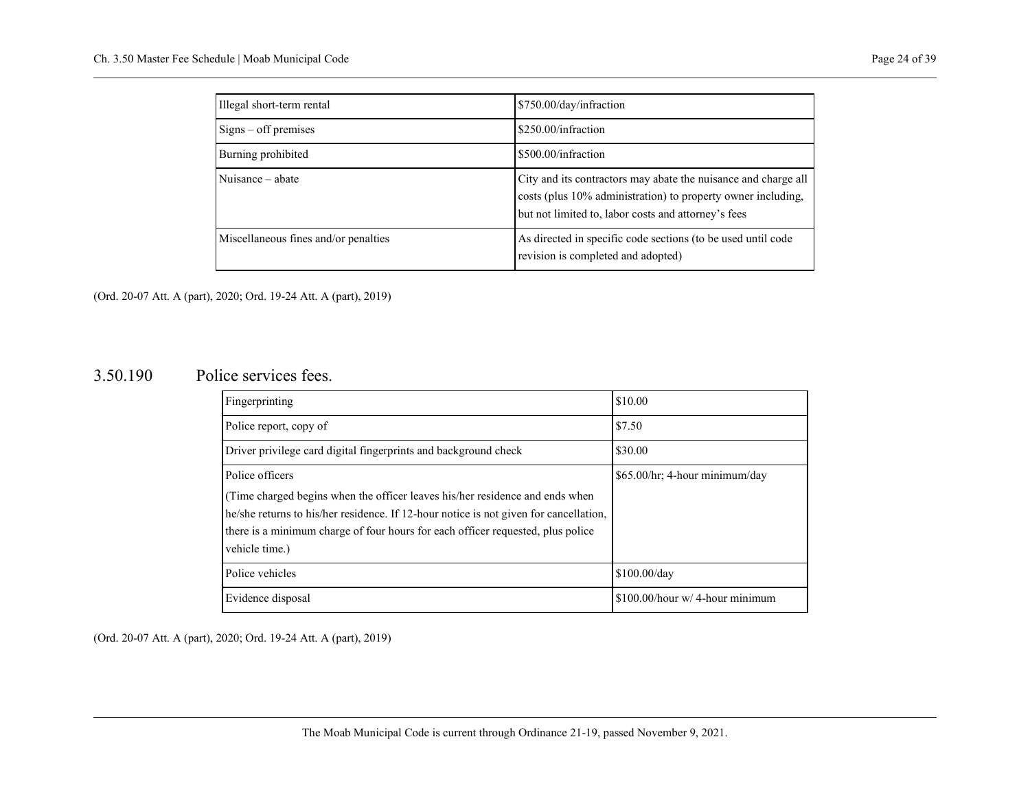| | |
|---|---|
| Illegal short-term rental | $750.00/day/infraction |
| Signs – off premises | $250.00/infraction |
| Burning prohibited | $500.00/infraction |
| Nuisance – abate | City and its contractors may abate the nuisance and charge all costs (plus 10% administration) to property owner including, but not limited to, labor costs and attorney's fees |
| Miscellaneous fines and/or penalties | As directed in specific code sections (to be used until code revision is completed and adopted) |

(Ord. 20-07 Att. A (part), 2020; Ord. 19-24 Att. A (part), 2019)

## 3.50.190 Police services fees.

| | |
|---|---|
| Fingerprinting | $10.00 |
| Police report, copy of | $7.50 |
| Driver privilege card digital fingerprints and background check | $30.00 |
| Police officers<br>(Time charged begins when the officer leaves his/her residence and ends when he/she returns to his/her residence. If 12-hour notice is not given for cancellation, there is a minimum charge of four hours for each officer requested, plus police vehicle time.) | $65.00/hr; 4-hour minimum/day |
| Police vehicles | $100.00/day |
| Evidence disposal | $100.00/hour w/ 4-hour minimum |

(Ord. 20-07 Att. A (part), 2020; Ord. 19-24 Att. A (part), 2019)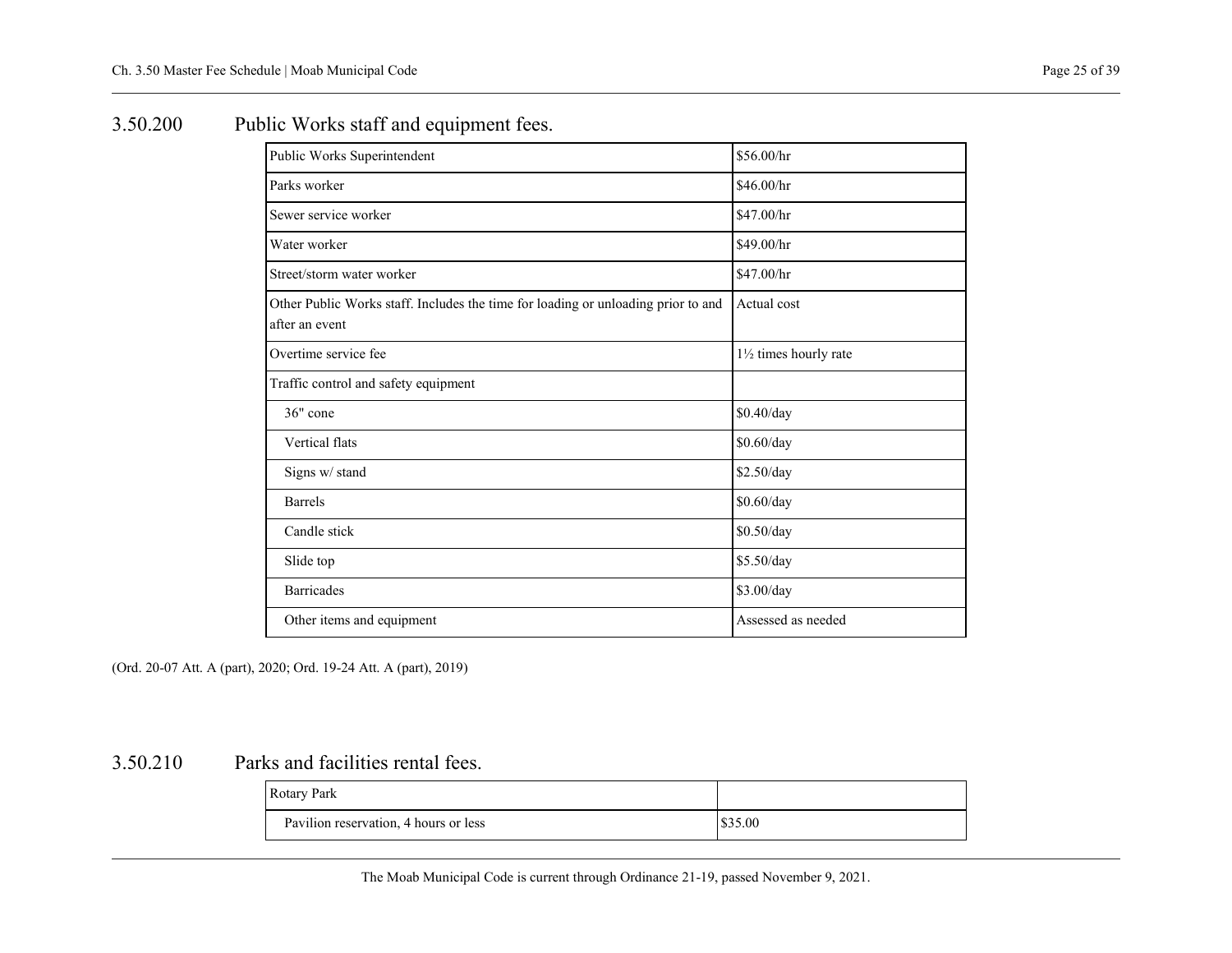## 3.50.200 Public Works staff and equipment fees.

| | |
|---|---|
| Public Works Superintendent | $56.00/hr |
| Parks worker | $46.00/hr |
| Sewer service worker | $47.00/hr |
| Water worker | $49.00/hr |
| Street/storm water worker | $47.00/hr |
| Other Public Works staff. Includes the time for loading or unloading prior to and after an event | Actual cost |
| Overtime service fee | 1½ times hourly rate |
| Traffic control and safety equipment | |
| 36" cone | $0.40/day |
| Vertical flats | $0.60/day |
| Signs w/ stand | $2.50/day |
| Barrels | $0.60/day |
| Candle stick | $0.50/day |
| Slide top | $5.50/day |
| Barricades | $3.00/day |
| Other items and equipment | Assessed as needed |

(Ord. 20-07 Att. A (part), 2020; Ord. 19-24 Att. A (part), 2019)

## 3.50.210 Parks and facilities rental fees.

| | |
|---|---|
| Rotary Park | |
| Pavilion reservation, 4 hours or less | $35.00 |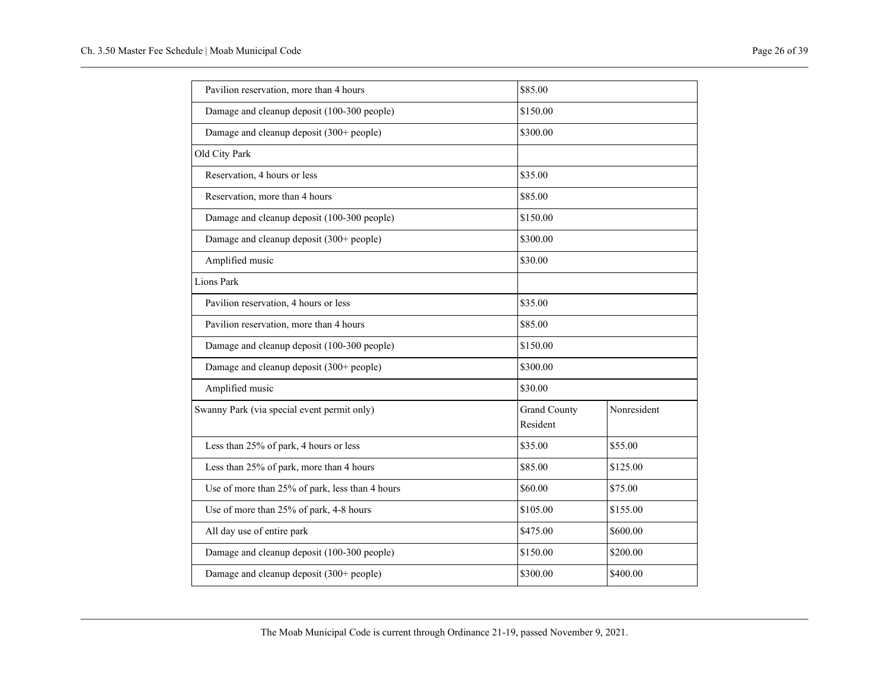| | | |
|---|---|---|
| Pavilion reservation, more than 4 hours | $85.00 | |
| Damage and cleanup deposit (100-300 people) | $150.00 | |
| Damage and cleanup deposit (300+ people) | $300.00 | |
| Old City Park | | |
| Reservation, 4 hours or less | $35.00 | |
| Reservation, more than 4 hours | $85.00 | |
| Damage and cleanup deposit (100-300 people) | $150.00 | |
| Damage and cleanup deposit (300+ people) | $300.00 | |
| Amplified music | $30.00 | |
| Lions Park | | |
| Pavilion reservation, 4 hours or less | $35.00 | |
| Pavilion reservation, more than 4 hours | $85.00 | |
| Damage and cleanup deposit (100-300 people) | $150.00 | |
| Damage and cleanup deposit (300+ people) | $300.00 | |
| Amplified music | $30.00 | |
| Swanny Park (via special event permit only) | Grand County Resident | Nonresident |
| Less than 25% of park, 4 hours or less | $35.00 | $55.00 |
| Less than 25% of park, more than 4 hours | $85.00 | $125.00 |
| Use of more than 25% of park, less than 4 hours | $60.00 | $75.00 |
| Use of more than 25% of park, 4-8 hours | $105.00 | $155.00 |
| All day use of entire park | $475.00 | $600.00 |
| Damage and cleanup deposit (100-300 people) | $150.00 | $200.00 |
| Damage and cleanup deposit (300+ people) | $300.00 | $400.00 |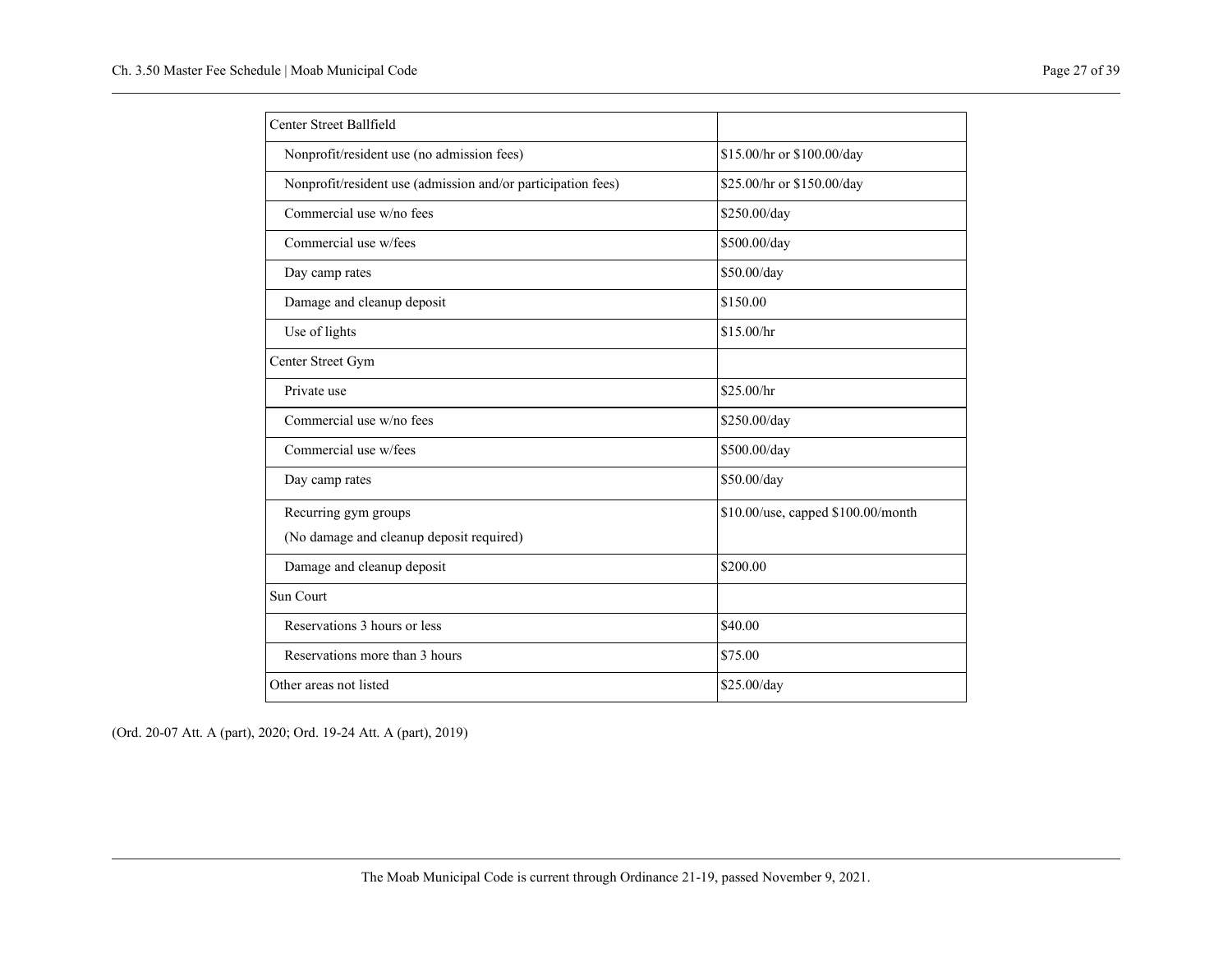| Center Street Ballfield | |
|---|---|
| Nonprofit/resident use (no admission fees) | $15.00/hr or $100.00/day |
| Nonprofit/resident use (admission and/or participation fees) | $25.00/hr or $150.00/day |
| Commercial use w/no fees | $250.00/day |
| Commercial use w/fees | $500.00/day |
| Day camp rates | $50.00/day |
| Damage and cleanup deposit | $150.00 |
| Use of lights | $15.00/hr |
| Center Street Gym | |
| Private use | $25.00/hr |
| Commercial use w/no fees | $250.00/day |
| Commercial use w/fees | $500.00/day |
| Day camp rates | $50.00/day |
| Recurring gym groups<br>(No damage and cleanup deposit required) | $10.00/use, capped $100.00/month |
| Damage and cleanup deposit | $200.00 |
| Sun Court | |
| Reservations 3 hours or less | $40.00 |
| Reservations more than 3 hours | $75.00 |
| Other areas not listed | $25.00/day |

(Ord. 20-07 Att. A (part), 2020; Ord. 19-24 Att. A (part), 2019)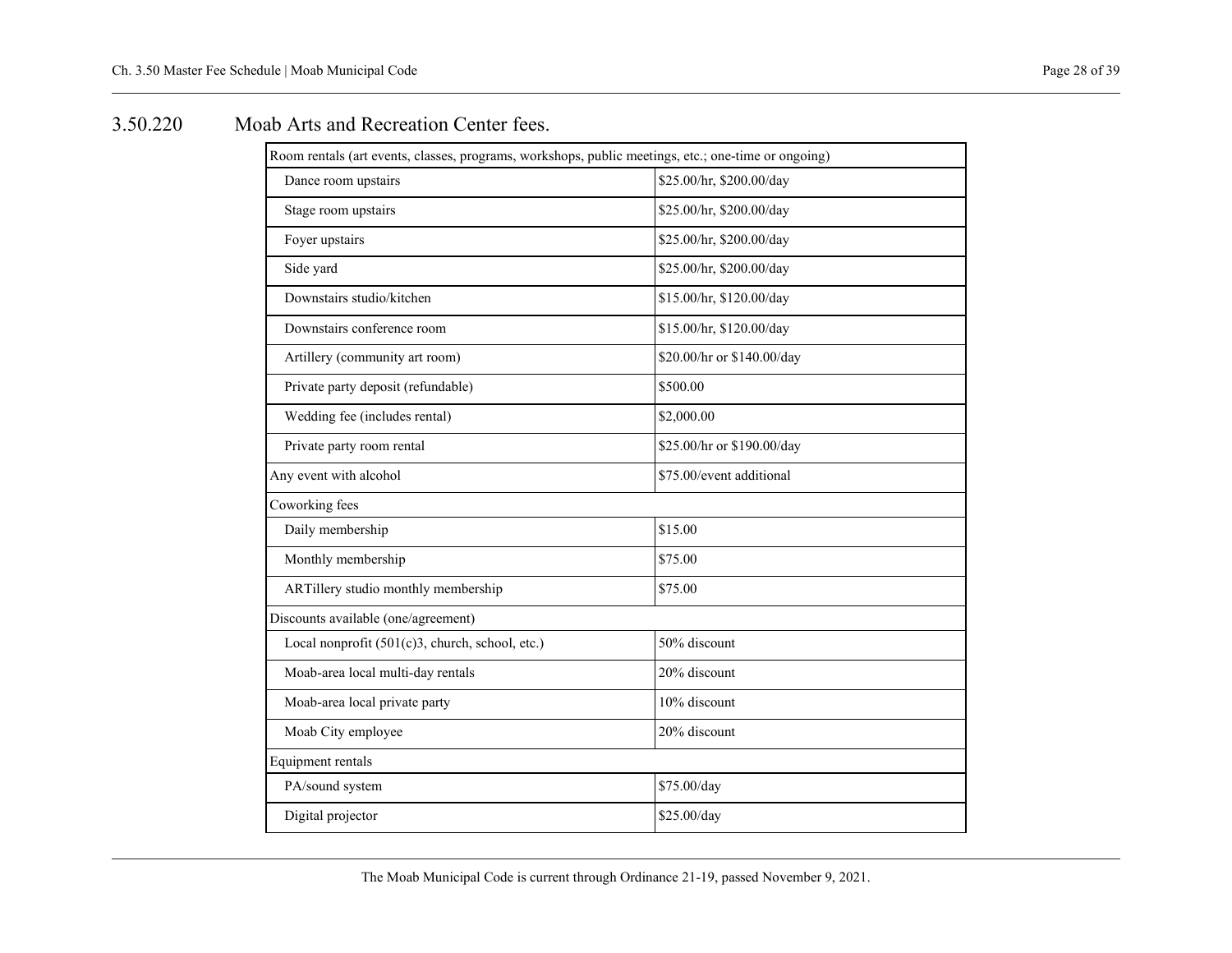## 3.50.220 Moab Arts and Recreation Center fees.

| Room rentals (art events, classes, programs, workshops, public meetings, etc.; one-time or ongoing) | |
|---|---|
| Dance room upstairs | \$25.00/hr, \$200.00/day |
| Stage room upstairs | \$25.00/hr, \$200.00/day |
| Foyer upstairs | \$25.00/hr, \$200.00/day |
| Side yard | \$25.00/hr, \$200.00/day |
| Downstairs studio/kitchen | \$15.00/hr, \$120.00/day |
| Downstairs conference room | \$15.00/hr, \$120.00/day |
| Artillery (community art room) | \$20.00/hr or \$140.00/day |
| Private party deposit (refundable) | \$500.00 |
| Wedding fee (includes rental) | \$2,000.00 |
| Private party room rental | \$25.00/hr or \$190.00/day |
| Any event with alcohol | \$75.00/event additional |
| Coworking fees | |
| Daily membership | \$15.00 |
| Monthly membership | \$75.00 |
| ARTillery studio monthly membership | \$75.00 |
| Discounts available (one/agreement) | |
| Local nonprofit (501(c)3, church, school, etc.) | 50% discount |
| Moab-area local multi-day rentals | 20% discount |
| Moab-area local private party | 10% discount |
| Moab City employee | 20% discount |
| Equipment rentals | |
| PA/sound system | \$75.00/day |
| Digital projector | \$25.00/day |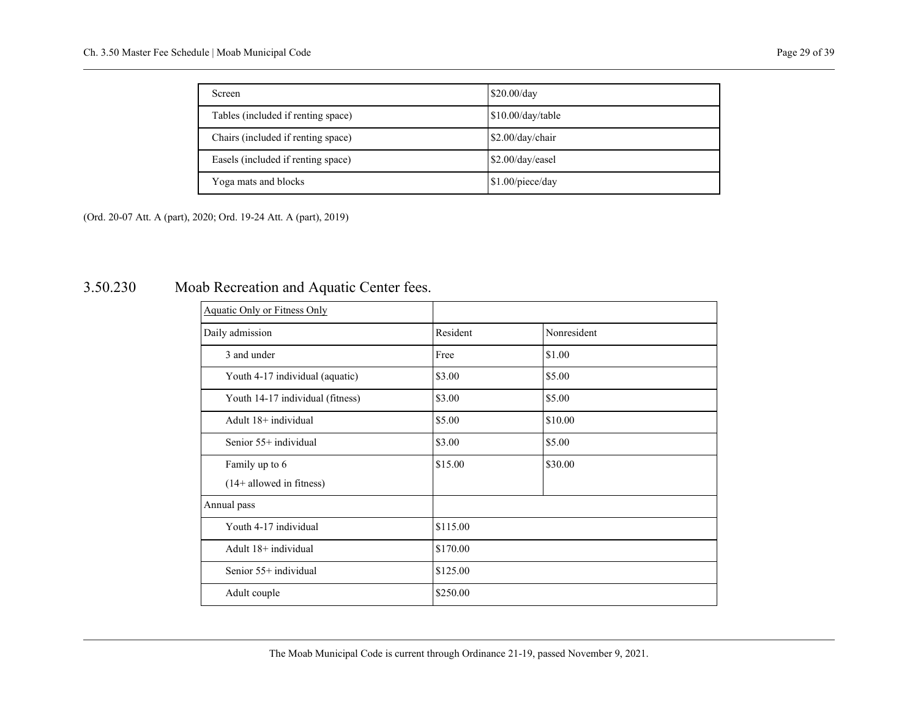| Screen | $20.00/day |
|---|---|
| Tables (included if renting space) | $10.00/day/table |
| Chairs (included if renting space) | $2.00/day/chair |
| Easels (included if renting space) | $2.00/day/easel |
| Yoga mats and blocks | $1.00/piece/day |

(Ord. 20-07 Att. A (part), 2020; Ord. 19-24 Att. A (part), 2019)

## 3.50.230 Moab Recreation and Aquatic Center fees.

| Aquatic Only or Fitness Only | | |
|---|---|---|
| Daily admission | Resident | Nonresident |
| 3 and under | Free | $1.00 |
| Youth 4-17 individual (aquatic) | $3.00 | $5.00 |
| Youth 14-17 individual (fitness) | $3.00 | $5.00 |
| Adult 18+ individual | $5.00 | $10.00 |
| Senior 55+ individual | $3.00 | $5.00 |
| Family up to 6 (14+ allowed in fitness) | $15.00 | $30.00 |
| Annual pass | | |
| Youth 4-17 individual | $115.00 | |
| Adult 18+ individual | $170.00 | |
| Senior 55+ individual | $125.00 | |
| Adult couple | $250.00 | |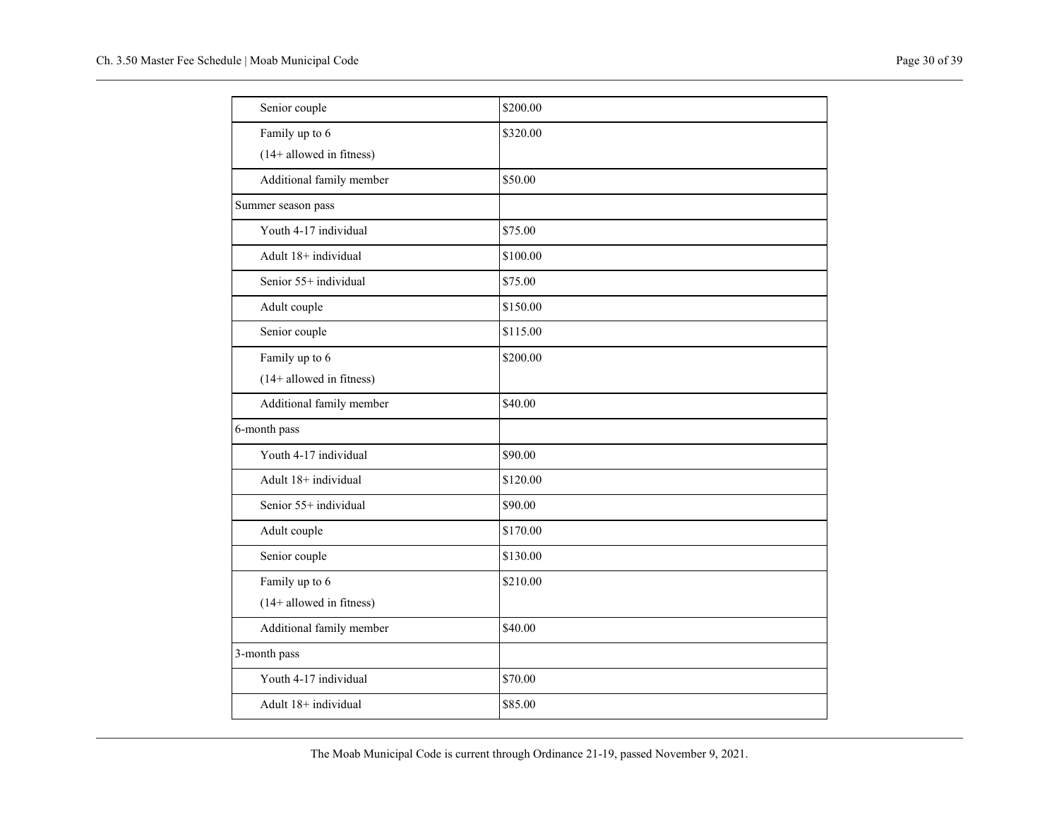| | |
|---|---|
| Senior couple | $200.00 |
| Family up to 6<br>(14+ allowed in fitness) | $320.00 |
| Additional family member | $50.00 |
| Summer season pass | |
| Youth 4-17 individual | $75.00 |
| Adult 18+ individual | $100.00 |
| Senior 55+ individual | $75.00 |
| Adult couple | $150.00 |
| Senior couple | $115.00 |
| Family up to 6<br>(14+ allowed in fitness) | $200.00 |
| Additional family member | $40.00 |
| 6-month pass | |
| Youth 4-17 individual | $90.00 |
| Adult 18+ individual | $120.00 |
| Senior 55+ individual | $90.00 |
| Adult couple | $170.00 |
| Senior couple | $130.00 |
| Family up to 6<br>(14+ allowed in fitness) | $210.00 |
| Additional family member | $40.00 |
| 3-month pass | |
| Youth 4-17 individual | $70.00 |
| Adult 18+ individual | $85.00 |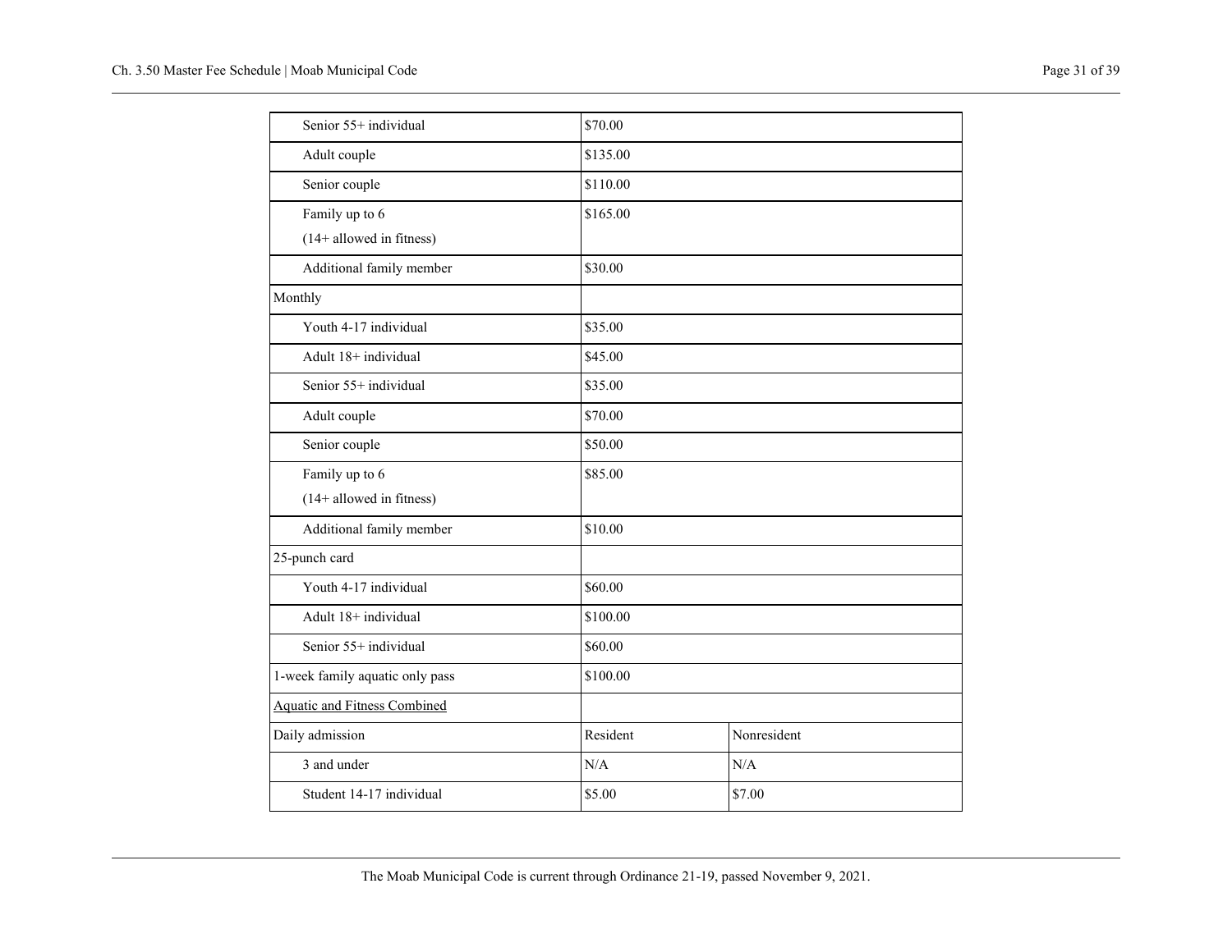| | | |
|---|---|---|
| Senior 55+ individual | $70.00 | |
| Adult couple | $135.00 | |
| Senior couple | $110.00 | |
| Family up to 6 (14+ allowed in fitness) | $165.00 | |
| Additional family member | $30.00 | |
| Monthly | | |
| Youth 4-17 individual | $35.00 | |
| Adult 18+ individual | $45.00 | |
| Senior 55+ individual | $35.00 | |
| Adult couple | $70.00 | |
| Senior couple | $50.00 | |
| Family up to 6 (14+ allowed in fitness) | $85.00 | |
| Additional family member | $10.00 | |
| 25-punch card | | |
| Youth 4-17 individual | $60.00 | |
| Adult 18+ individual | $100.00 | |
| Senior 55+ individual | $60.00 | |
| 1-week family aquatic only pass | $100.00 | |
| <u>Aquatic and Fitness Combined</u> | | |
| Daily admission | Resident | Nonresident |
| 3 and under | N/A | N/A |
| Student 14-17 individual | $5.00 | $7.00 |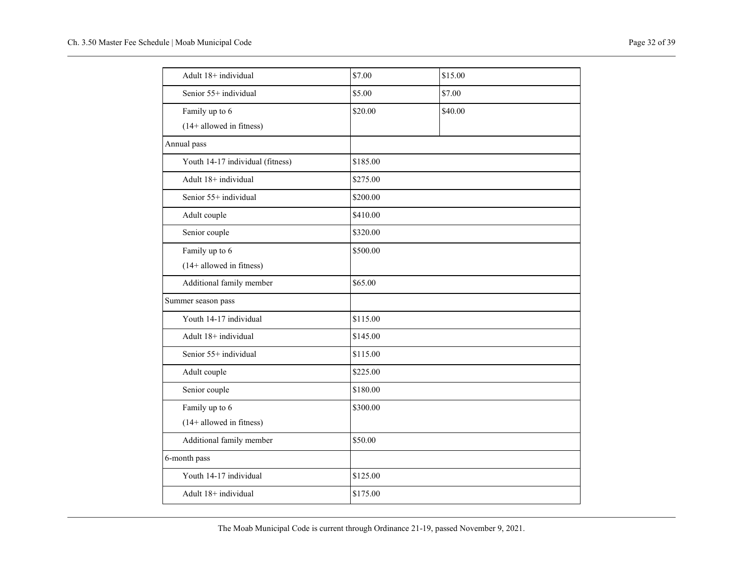| | | |
|---|---|---|
| Adult 18+ individual | $7.00 | $15.00 |
| Senior 55+ individual | $5.00 | $7.00 |
| Family up to 6<br>(14+ allowed in fitness) | $20.00 | $40.00 |
| Annual pass | | |
| Youth 14-17 individual (fitness) | $185.00 | |
| Adult 18+ individual | $275.00 | |
| Senior 55+ individual | $200.00 | |
| Adult couple | $410.00 | |
| Senior couple | $320.00 | |
| Family up to 6<br>(14+ allowed in fitness) | $500.00 | |
| Additional family member | $65.00 | |
| Summer season pass | | |
| Youth 14-17 individual | $115.00 | |
| Adult 18+ individual | $145.00 | |
| Senior 55+ individual | $115.00 | |
| Adult couple | $225.00 | |
| Senior couple | $180.00 | |
| Family up to 6<br>(14+ allowed in fitness) | $300.00 | |
| Additional family member | $50.00 | |
| 6-month pass | | |
| Youth 14-17 individual | $125.00 | |
| Adult 18+ individual | $175.00 | |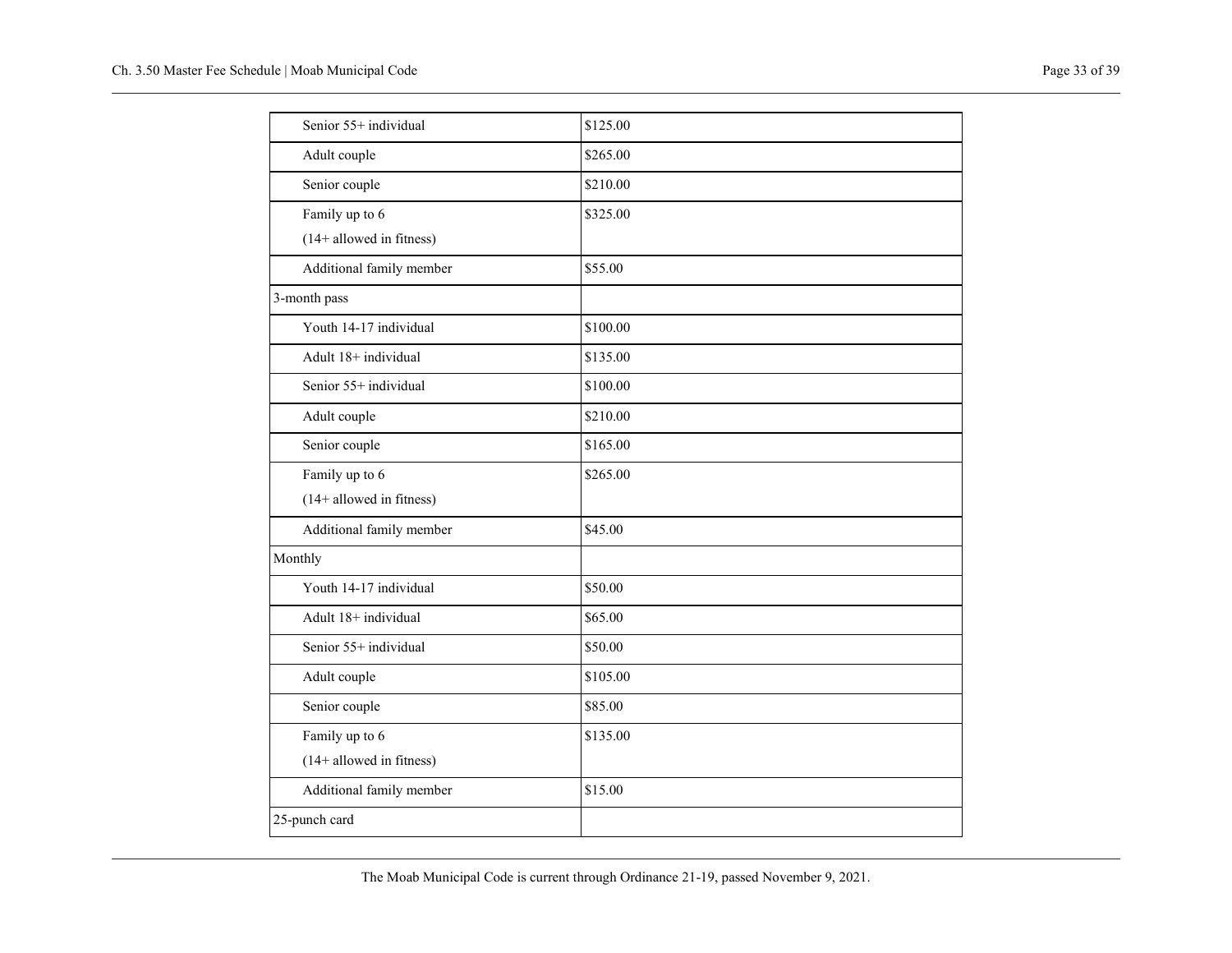| | |
|---|---|
| Senior 55+ individual | $125.00 |
| Adult couple | $265.00 |
| Senior couple | $210.00 |
| Family up to 6<br>(14+ allowed in fitness) | $325.00 |
| Additional family member | $55.00 |
| 3-month pass | |
| Youth 14-17 individual | $100.00 |
| Adult 18+ individual | $135.00 |
| Senior 55+ individual | $100.00 |
| Adult couple | $210.00 |
| Senior couple | $165.00 |
| Family up to 6<br>(14+ allowed in fitness) | $265.00 |
| Additional family member | $45.00 |
| Monthly | |
| Youth 14-17 individual | $50.00 |
| Adult 18+ individual | $65.00 |
| Senior 55+ individual | $50.00 |
| Adult couple | $105.00 |
| Senior couple | $85.00 |
| Family up to 6<br>(14+ allowed in fitness) | $135.00 |
| Additional family member | $15.00 |
| 25-punch card | |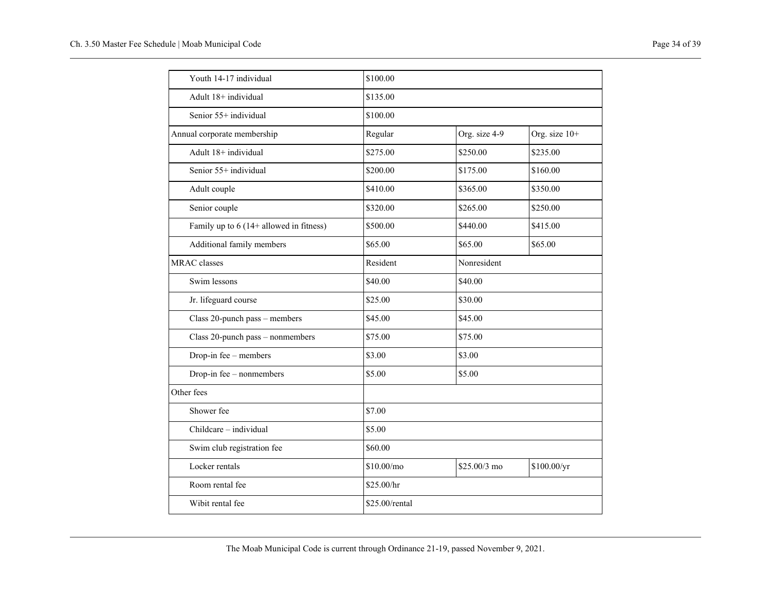| | | | |
|---|---|---|---|
| Youth 14-17 individual | $100.00 | | |
| Adult 18+ individual | $135.00 | | |
| Senior 55+ individual | $100.00 | | |
| Annual corporate membership | Regular | Org. size 4-9 | Org. size 10+ |
| Adult 18+ individual | $275.00 | $250.00 | $235.00 |
| Senior 55+ individual | $200.00 | $175.00 | $160.00 |
| Adult couple | $410.00 | $365.00 | $350.00 |
| Senior couple | $320.00 | $265.00 | $250.00 |
| Family up to 6 (14+ allowed in fitness) | $500.00 | $440.00 | $415.00 |
| Additional family members | $65.00 | $65.00 | $65.00 |
| MRAC classes | Resident | Nonresident | |
| Swim lessons | $40.00 | $40.00 | |
| Jr. lifeguard course | $25.00 | $30.00 | |
| Class 20-punch pass – members | $45.00 | $45.00 | |
| Class 20-punch pass – nonmembers | $75.00 | $75.00 | |
| Drop-in fee – members | $3.00 | $3.00 | |
| Drop-in fee – nonmembers | $5.00 | $5.00 | |
| Other fees | | | |
| Shower fee | $7.00 | | |
| Childcare – individual | $5.00 | | |
| Swim club registration fee | $60.00 | | |
| Locker rentals | $10.00/mo | $25.00/3 mo | $100.00/yr |
| Room rental fee | $25.00/hr | | |
| Wibit rental fee | $25.00/rental | | |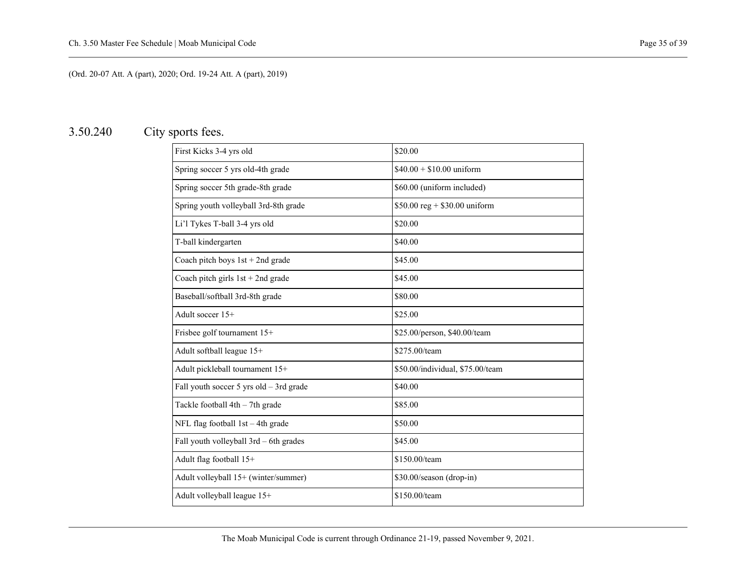(Ord. 20-07 Att. A (part), 2020; Ord. 19-24 Att. A (part), 2019)

## 3.50.240 City sports fees.

| | |
|---|---|
| First Kicks 3-4 yrs old | $20.00 |
| Spring soccer 5 yrs old-4th grade | $40.00 + $10.00 uniform |
| Spring soccer 5th grade-8th grade | $60.00 (uniform included) |
| Spring youth volleyball 3rd-8th grade | $50.00 reg + $30.00 uniform |
| Li'l Tykes T-ball 3-4 yrs old | $20.00 |
| T-ball kindergarten | $40.00 |
| Coach pitch boys 1st + 2nd grade | $45.00 |
| Coach pitch girls 1st + 2nd grade | $45.00 |
| Baseball/softball 3rd-8th grade | $80.00 |
| Adult soccer 15+ | $25.00 |
| Frisbee golf tournament 15+ | $25.00/person, $40.00/team |
| Adult softball league 15+ | $275.00/team |
| Adult pickleball tournament 15+ | $50.00/individual, $75.00/team |
| Fall youth soccer 5 yrs old – 3rd grade | $40.00 |
| Tackle football 4th – 7th grade | $85.00 |
| NFL flag football 1st – 4th grade | $50.00 |
| Fall youth volleyball 3rd – 6th grades | $45.00 |
| Adult flag football 15+ | $150.00/team |
| Adult volleyball 15+ (winter/summer) | $30.00/season (drop-in) |
| Adult volleyball league 15+ | $150.00/team |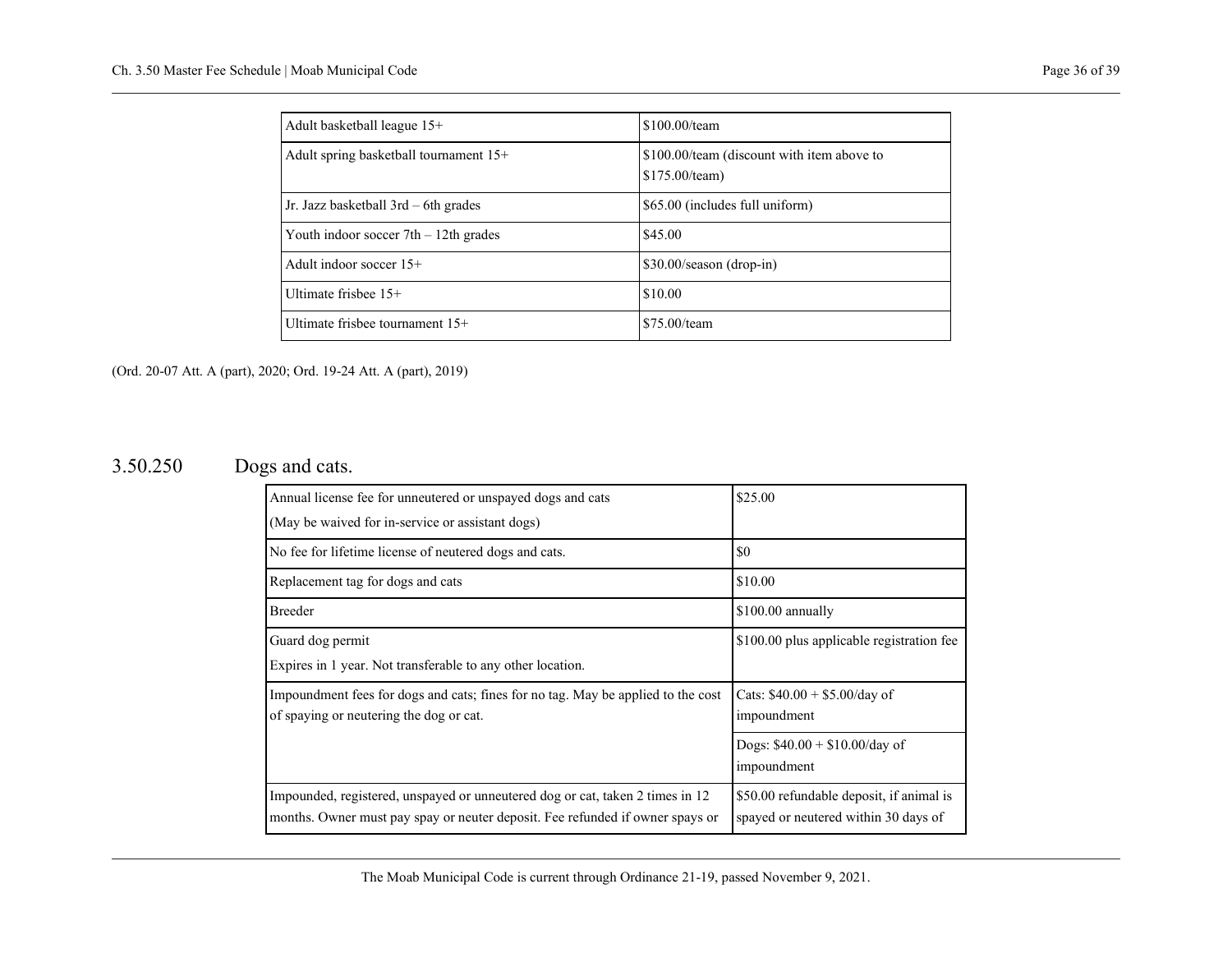| | |
|---|---|
| Adult basketball league 15+ | $100.00/team |
| Adult spring basketball tournament 15+ | $100.00/team (discount with item above to $175.00/team) |
| Jr. Jazz basketball 3rd – 6th grades | $65.00 (includes full uniform) |
| Youth indoor soccer 7th – 12th grades | $45.00 |
| Adult indoor soccer 15+ | $30.00/season (drop-in) |
| Ultimate frisbee 15+ | $10.00 |
| Ultimate frisbee tournament 15+ | $75.00/team |

(Ord. 20-07 Att. A (part), 2020; Ord. 19-24 Att. A (part), 2019)

## 3.50.250 Dogs and cats.

| | |
|---|---|
| Annual license fee for unneutered or unspayed dogs and cats<br>(May be waived for in-service or assistant dogs) | $25.00 |
| No fee for lifetime license of neutered dogs and cats. | $0 |
| Replacement tag for dogs and cats | $10.00 |
| Breeder | $100.00 annually |
| Guard dog permit<br>Expires in 1 year. Not transferable to any other location. | $100.00 plus applicable registration fee |
| Impoundment fees for dogs and cats; fines for no tag. May be applied to the cost of spaying or neutering the dog or cat. | Cats: $40.00 + $5.00/day of impoundment |
| | Dogs: $40.00 + $10.00/day of impoundment |
| Impounded, registered, unspayed or unneutered dog or cat, taken 2 times in 12 months. Owner must pay spay or neuter deposit. Fee refunded if owner spays or | $50.00 refundable deposit, if animal is spayed or neutered within 30 days of |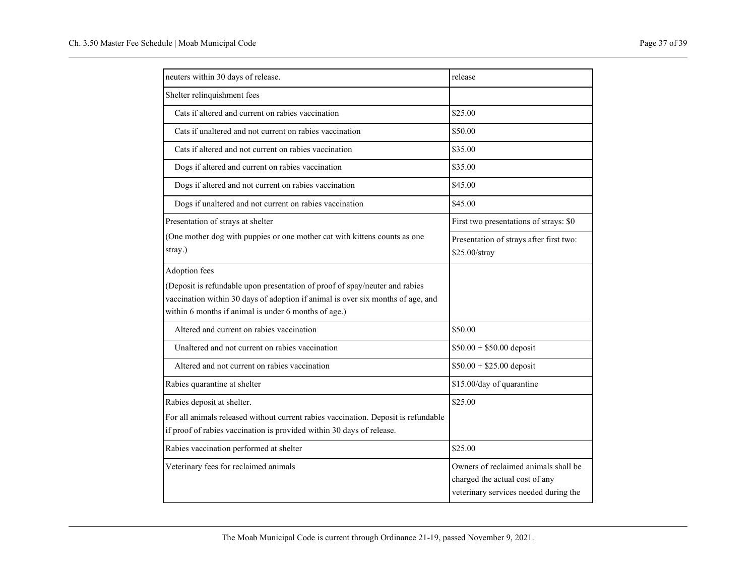| | |
|---|---|
| neuters within 30 days of release. | release |
| Shelter relinquishment fees | |
| Cats if altered and current on rabies vaccination | $25.00 |
| Cats if unaltered and not current on rabies vaccination | $50.00 |
| Cats if altered and not current on rabies vaccination | $35.00 |
| Dogs if altered and current on rabies vaccination | $35.00 |
| Dogs if altered and not current on rabies vaccination | $45.00 |
| Dogs if unaltered and not current on rabies vaccination | $45.00 |
| Presentation of strays at shelter<br>(One mother dog with puppies or one mother cat with kittens counts as one stray.) | First two presentations of strays: $0<br>Presentation of strays after first two: $25.00/stray |
| Adoption fees<br>(Deposit is refundable upon presentation of proof of spay/neuter and rabies vaccination within 30 days of adoption if animal is over six months of age, and within 6 months if animal is under 6 months of age.) | |
| Altered and current on rabies vaccination | $50.00 |
| Unaltered and not current on rabies vaccination | $50.00 + $50.00 deposit |
| Altered and not current on rabies vaccination | $50.00 + $25.00 deposit |
| Rabies quarantine at shelter | $15.00/day of quarantine |
| Rabies deposit at shelter.<br>For all animals released without current rabies vaccination. Deposit is refundable if proof of rabies vaccination is provided within 30 days of release. | $25.00 |
| Rabies vaccination performed at shelter | $25.00 |
| Veterinary fees for reclaimed animals | Owners of reclaimed animals shall be charged the actual cost of any veterinary services needed during the |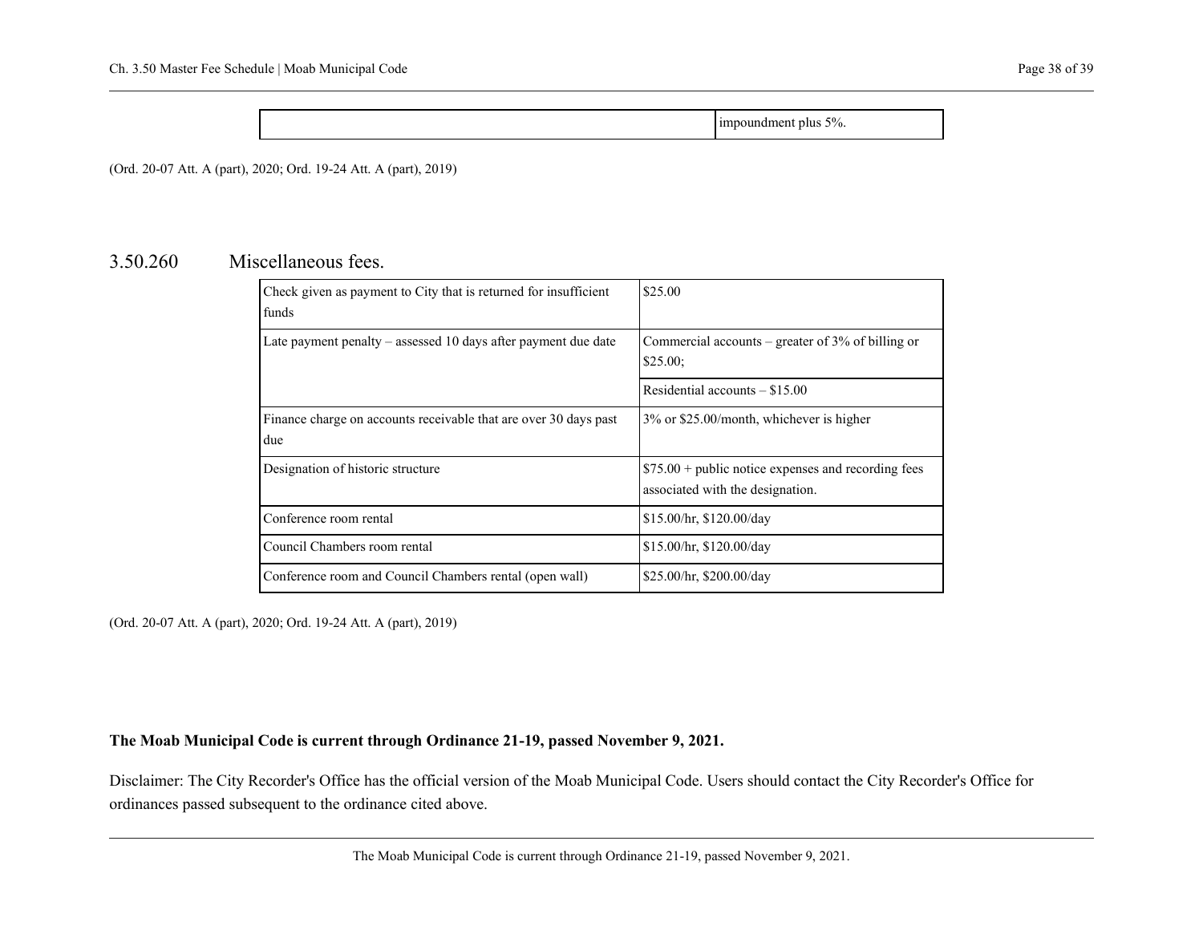| | impoundment plus 5%. |
|---|---|

(Ord. 20-07 Att. A (part), 2020; Ord. 19-24 Att. A (part), 2019)

## 3.50.260 Miscellaneous fees.

| | |
|---|---|
| Check given as payment to City that is returned for insufficient funds | $25.00 |
| Late payment penalty – assessed 10 days after payment due date | Commercial accounts – greater of 3% of billing or $25.00; |
| | Residential accounts – $15.00 |
| Finance charge on accounts receivable that are over 30 days past due | 3% or $25.00/month, whichever is higher |
| Designation of historic structure | $75.00 + public notice expenses and recording fees associated with the designation. |
| Conference room rental | $15.00/hr, $120.00/day |
| Council Chambers room rental | $15.00/hr, $120.00/day |
| Conference room and Council Chambers rental (open wall) | $25.00/hr, $200.00/day |

(Ord. 20-07 Att. A (part), 2020; Ord. 19-24 Att. A (part), 2019)

**The Moab Municipal Code is current through Ordinance 21-19, passed November 9, 2021.**

Disclaimer: The City Recorder's Office has the official version of the Moab Municipal Code. Users should contact the City Recorder's Office for ordinances passed subsequent to the ordinance cited above.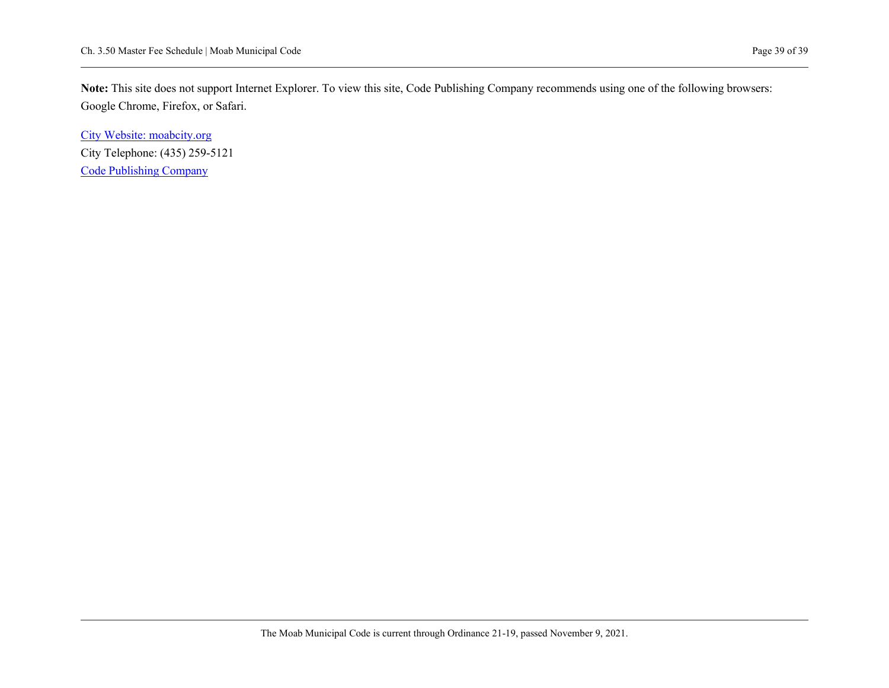**Note:** This site does not support Internet Explorer. To view this site, Code Publishing Company recommends using one of the following browsers: Google Chrome, Firefox, or Safari.

City Website: moabcity.org
City Telephone: (435) 259-5121
Code Publishing Company

The Moab Municipal Code is current through Ordinance 21-19, passed November 9, 2021.